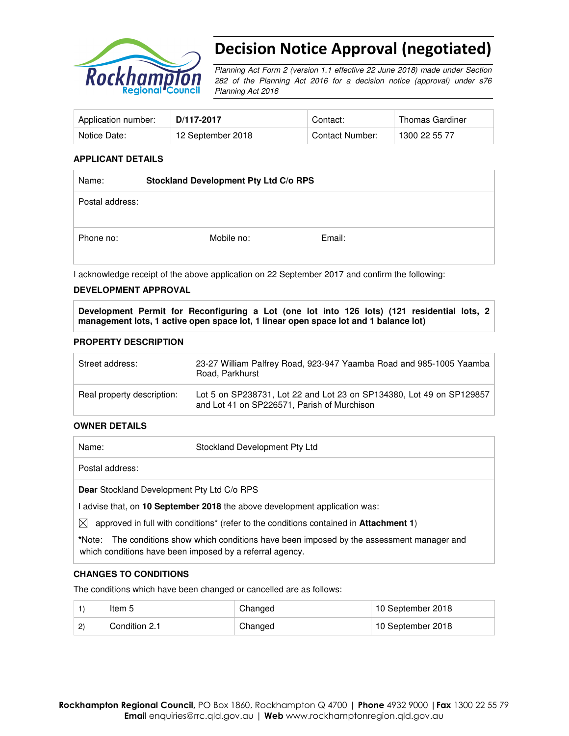# Decision Notice Approval (negotiated)

*Planning Act Form 2 (version 1.1 effective 22 June 2018) made under Section 282 of the Planning Act 2016 for a decision notice (approval) under s76 Planning Act 2016*

| Application number: | **D/117-2017** | Contact: | Thomas Gardiner |
|---|---|---|---|
| Notice Date: | 12 September 2018 | Contact Number: | 1300 22 55 77 |

### APPLICANT DETAILS

| Name: | **Stockland Development Pty Ltd C/o RPS** | |
|---|---|---|
| Postal address: | | |
| Phone no: | Mobile no: | Email: |

I acknowledge receipt of the above application on 22 September 2017 and confirm the following:

### DEVELOPMENT APPROVAL

**Development Permit for Reconfiguring a Lot (one lot into 126 lots) (121 residential lots, 2 management lots, 1 active open space lot, 1 linear open space lot and 1 balance lot)**

### PROPERTY DESCRIPTION

| Street address: | 23-27 William Palfrey Road, 923-947 Yaamba Road and 985-1005 Yaamba Road, Parkhurst |
|---|---|
| Real property description: | Lot 5 on SP238731, Lot 22 and Lot 23 on SP134380, Lot 49 on SP129857 and Lot 41 on SP226571, Parish of Murchison |

### OWNER DETAILS

| Name: | Stockland Development Pty Ltd |
|---|---|
| Postal address: | |

**Dear** Stockland Development Pty Ltd C/o RPS

I advise that, on **10 September 2018** the above development application was:

☒ approved in full with conditions* (refer to the conditions contained in **Attachment 1**)

***Note:** The conditions show which conditions have been imposed by the assessment manager and which conditions have been imposed by a referral agency.

### CHANGES TO CONDITIONS

The conditions which have been changed or cancelled are as follows:

| | | | |
|---|---|---|---|
| 1) | Item 5 | Changed | 10 September 2018 |
| 2) | Condition 2.1 | Changed | 10 September 2018 |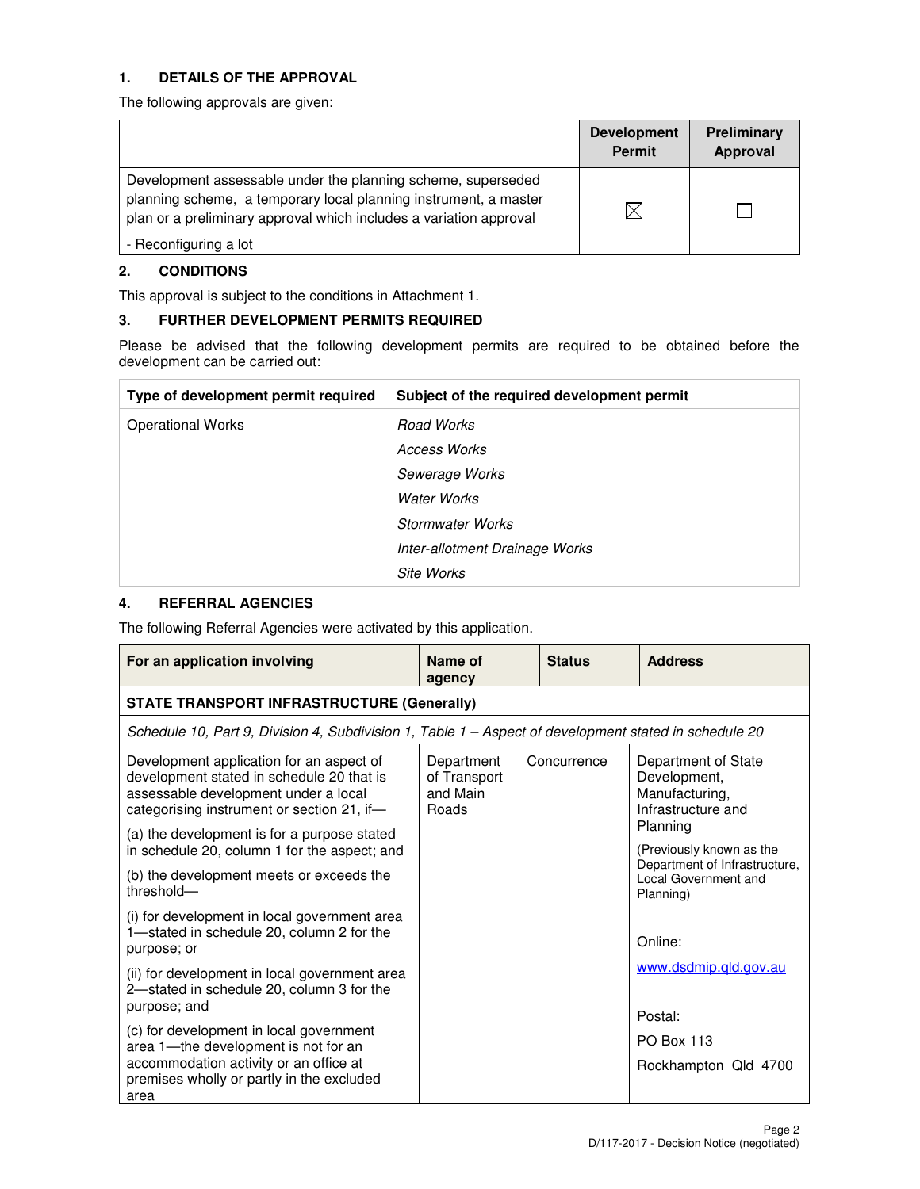## 1. DETAILS OF THE APPROVAL

The following approvals are given:

| | Development Permit | Preliminary Approval |
|---|---|---|
| Development assessable under the planning scheme, superseded planning scheme, a temporary local planning instrument, a master plan or a preliminary approval which includes a variation approval<br><br>- Reconfiguring a lot | ☒ | ☐ |

## 2. CONDITIONS

This approval is subject to the conditions in Attachment 1.

## 3. FURTHER DEVELOPMENT PERMITS REQUIRED

Please be advised that the following development permits are required to be obtained before the development can be carried out:

| Type of development permit required | Subject of the required development permit |
|---|---|
| Operational Works | *Road Works*<br>*Access Works*<br>*Sewerage Works*<br>*Water Works*<br>*Stormwater Works*<br>*Inter-allotment Drainage Works*<br>*Site Works* |

## 4. REFERRAL AGENCIES

The following Referral Agencies were activated by this application.

| For an application involving | Name of agency | Status | Address |
|---|---|---|---|
| **STATE TRANSPORT INFRASTRUCTURE (Generally)** | | | |
| *Schedule 10, Part 9, Division 4, Subdivision 1, Table 1 – Aspect of development stated in schedule 20* | | | |
| Development application for an aspect of development stated in schedule 20 that is assessable development under a local categorising instrument or section 21, if—<br><br>(a) the development is for a purpose stated in schedule 20, column 1 for the aspect; and<br><br>(b) the development meets or exceeds the threshold—<br><br>(i) for development in local government area 1—stated in schedule 20, column 2 for the purpose; or<br><br>(ii) for development in local government area 2—stated in schedule 20, column 3 for the purpose; and<br><br>(c) for development in local government area 1—the development is not for an accommodation activity or an office at premises wholly or partly in the excluded area | Department of Transport and Main Roads | Concurrence | Department of State Development, Manufacturing, Infrastructure and Planning<br><br>(Previously known as the Department of Infrastructure, Local Government and Planning)<br><br>Online:<br><br>www.dsdmip.qld.gov.au<br><br>Postal:<br><br>PO Box 113<br><br>Rockhampton Qld 4700 |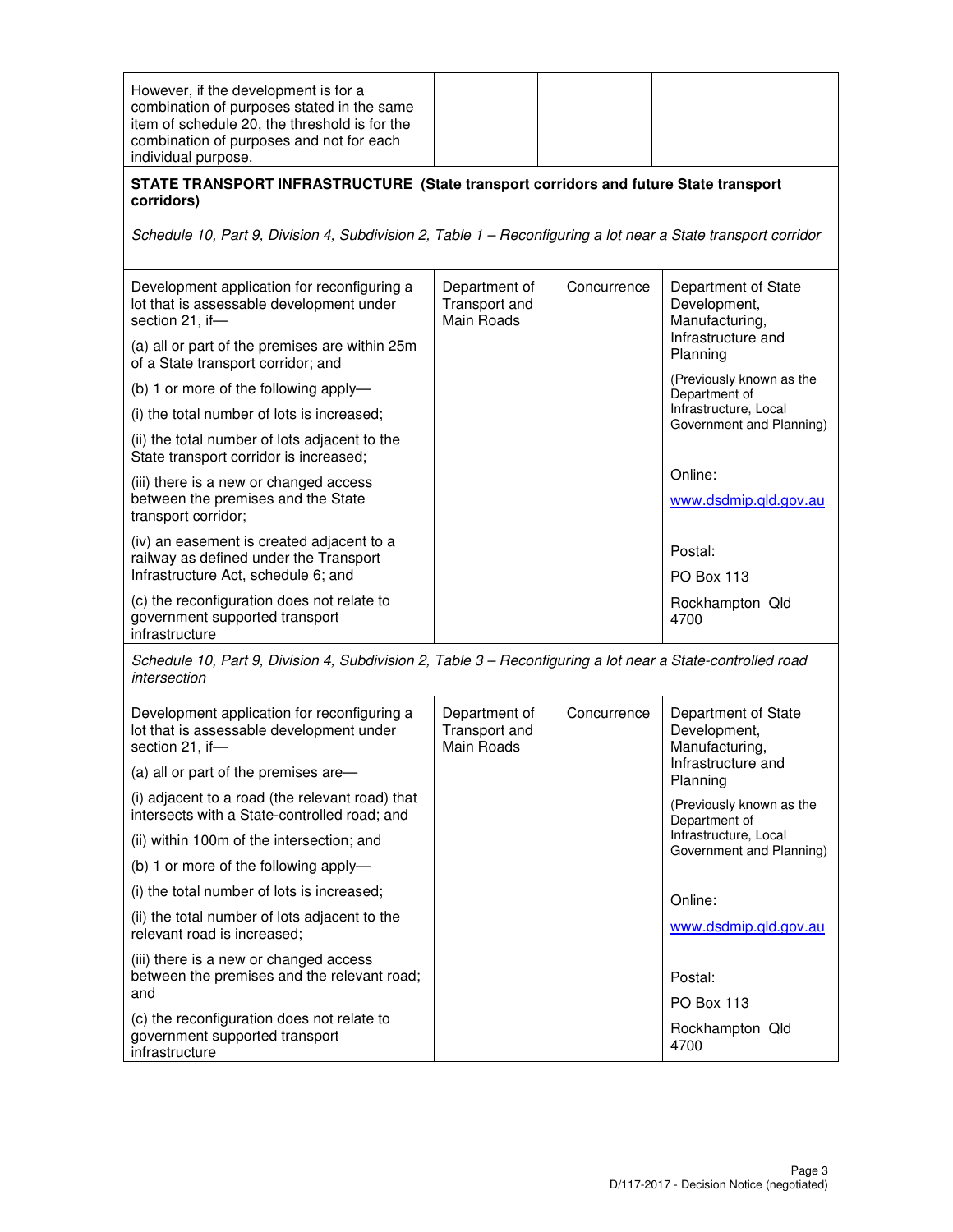| | | | |
|---|---|---|---|
| However, if the development is for a combination of purposes stated in the same item of schedule 20, the threshold is for the combination of purposes and not for each individual purpose. | | | |
| **STATE TRANSPORT INFRASTRUCTURE (State transport corridors and future State transport corridors)** | | | |
| *Schedule 10, Part 9, Division 4, Subdivision 2, Table 1 – Reconfiguring a lot near a State transport corridor* | | | |
| Development application for reconfiguring a lot that is assessable development under section 21, if—<br>(a) all or part of the premises are within 25m of a State transport corridor; and<br>(b) 1 or more of the following apply—<br>(i) the total number of lots is increased;<br>(ii) the total number of lots adjacent to the State transport corridor is increased;<br>(iii) there is a new or changed access between the premises and the State transport corridor;<br>(iv) an easement is created adjacent to a railway as defined under the Transport Infrastructure Act, schedule 6; and<br>(c) the reconfiguration does not relate to government supported transport infrastructure | Department of Transport and Main Roads | Concurrence | Department of State Development, Manufacturing, Infrastructure and Planning<br>(Previously known as the Department of Infrastructure, Local Government and Planning)<br>Online:<br>www.dsdmip.qld.gov.au<br>Postal:<br>PO Box 113<br>Rockhampton Qld 4700 |
| *Schedule 10, Part 9, Division 4, Subdivision 2, Table 3 – Reconfiguring a lot near a State-controlled road intersection* | | | |
| Development application for reconfiguring a lot that is assessable development under section 21, if—<br>(a) all or part of the premises are—<br>(i) adjacent to a road (the relevant road) that intersects with a State-controlled road; and<br>(ii) within 100m of the intersection; and<br>(b) 1 or more of the following apply—<br>(i) the total number of lots is increased;<br>(ii) the total number of lots adjacent to the relevant road is increased;<br>(iii) there is a new or changed access between the premises and the relevant road; and<br>(c) the reconfiguration does not relate to government supported transport infrastructure | Department of Transport and Main Roads | Concurrence | Department of State Development, Manufacturing, Infrastructure and Planning<br>(Previously known as the Department of Infrastructure, Local Government and Planning)<br>Online:<br>www.dsdmip.qld.gov.au<br>Postal:<br>PO Box 113<br>Rockhampton Qld 4700 |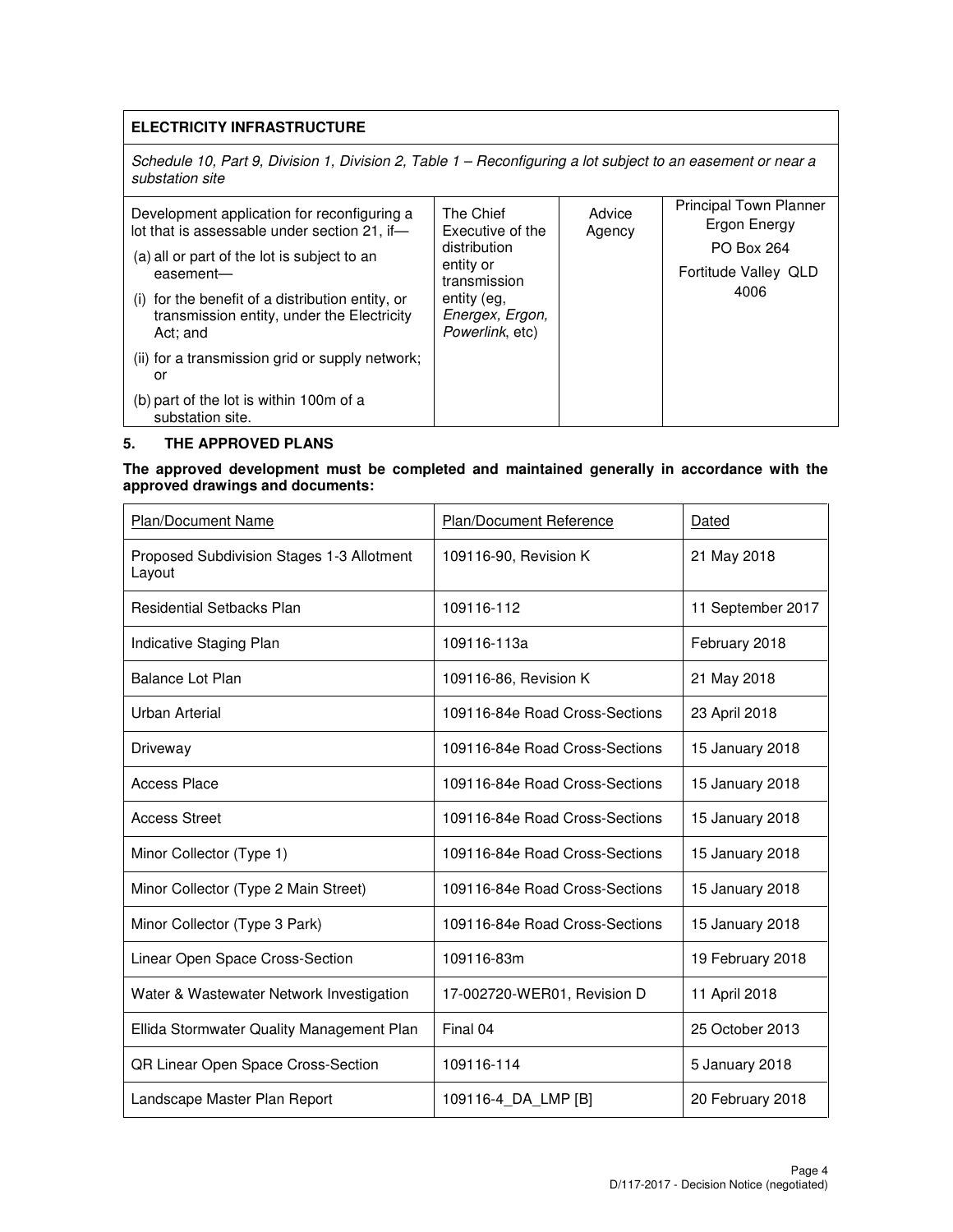| ELECTRICITY INFRASTRUCTURE | | | |
|---|---|---|---|
| *Schedule 10, Part 9, Division 1, Division 2, Table 1 – Reconfiguring a lot subject to an easement or near a substation site* | | | |
| Development application for reconfiguring a lot that is assessable under section 21, if—<br>(a) all or part of the lot is subject to an easement—<br>(i) for the benefit of a distribution entity, or transmission entity, under the Electricity Act; and<br>(ii) for a transmission grid or supply network; or<br>(b) part of the lot is within 100m of a substation site. | The Chief Executive of the distribution entity or transmission entity (eg, *Energex, Ergon, Powerlink*, etc) | Advice Agency | Principal Town Planner<br>Ergon Energy<br>PO Box 264<br>Fortitude Valley QLD 4006 |

## 5. THE APPROVED PLANS

**The approved development must be completed and maintained generally in accordance with the approved drawings and documents:**

| Plan/Document Name | Plan/Document Reference | Dated |
|---|---|---|
| Proposed Subdivision Stages 1-3 Allotment Layout | 109116-90, Revision K | 21 May 2018 |
| Residential Setbacks Plan | 109116-112 | 11 September 2017 |
| Indicative Staging Plan | 109116-113a | February 2018 |
| Balance Lot Plan | 109116-86, Revision K | 21 May 2018 |
| Urban Arterial | 109116-84e Road Cross-Sections | 23 April 2018 |
| Driveway | 109116-84e Road Cross-Sections | 15 January 2018 |
| Access Place | 109116-84e Road Cross-Sections | 15 January 2018 |
| Access Street | 109116-84e Road Cross-Sections | 15 January 2018 |
| Minor Collector (Type 1) | 109116-84e Road Cross-Sections | 15 January 2018 |
| Minor Collector (Type 2 Main Street) | 109116-84e Road Cross-Sections | 15 January 2018 |
| Minor Collector (Type 3 Park) | 109116-84e Road Cross-Sections | 15 January 2018 |
| Linear Open Space Cross-Section | 109116-83m | 19 February 2018 |
| Water & Wastewater Network Investigation | 17-002720-WER01, Revision D | 11 April 2018 |
| Ellida Stormwater Quality Management Plan | Final 04 | 25 October 2013 |
| QR Linear Open Space Cross-Section | 109116-114 | 5 January 2018 |
| Landscape Master Plan Report | 109116-4_DA_LMP [B] | 20 February 2018 |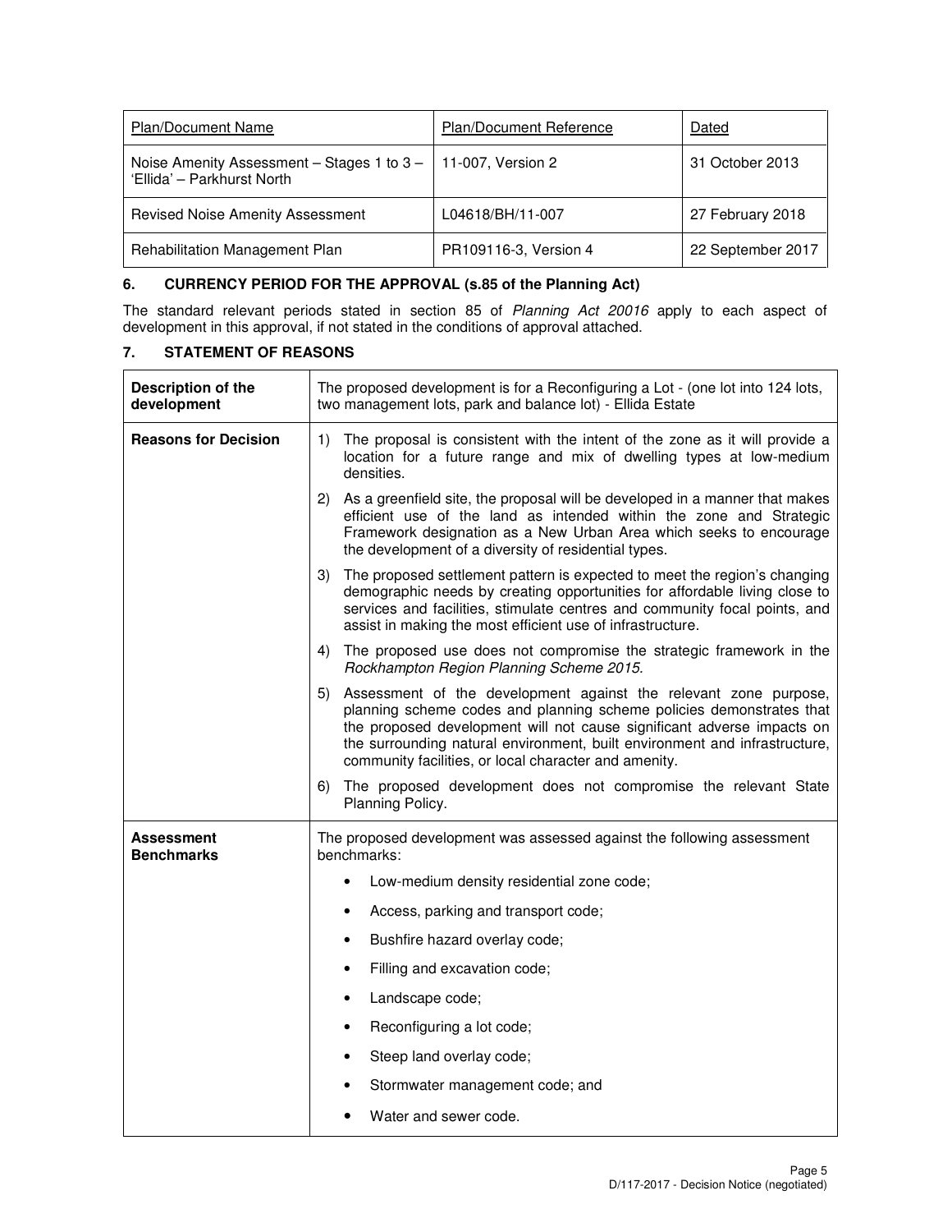| Plan/Document Name | Plan/Document Reference | Dated |
| --- | --- | --- |
| Noise Amenity Assessment – Stages 1 to 3 – 'Ellida' – Parkhurst North | 11-007, Version 2 | 31 October 2013 |
| Revised Noise Amenity Assessment | L04618/BH/11-007 | 27 February 2018 |
| Rehabilitation Management Plan | PR109116-3, Version 4 | 22 September 2017 |

## 6. CURRENCY PERIOD FOR THE APPROVAL (s.85 of the Planning Act)

The standard relevant periods stated in section 85 of *Planning Act 20016* apply to each aspect of development in this approval, if not stated in the conditions of approval attached.

## 7. STATEMENT OF REASONS

| **Description of the development** | The proposed development is for a Reconfiguring a Lot - (one lot into 124 lots, two management lots, park and balance lot) - Ellida Estate |
| --- | --- |
| **Reasons for Decision** | 1) The proposal is consistent with the intent of the zone as it will provide a location for a future range and mix of dwelling types at low-medium densities.<br>2) As a greenfield site, the proposal will be developed in a manner that makes efficient use of the land as intended within the zone and Strategic Framework designation as a New Urban Area which seeks to encourage the development of a diversity of residential types.<br>3) The proposed settlement pattern is expected to meet the region's changing demographic needs by creating opportunities for affordable living close to services and facilities, stimulate centres and community focal points, and assist in making the most efficient use of infrastructure.<br>4) The proposed use does not compromise the strategic framework in the *Rockhampton Region Planning Scheme 2015*.<br>5) Assessment of the development against the relevant zone purpose, planning scheme codes and planning scheme policies demonstrates that the proposed development will not cause significant adverse impacts on the surrounding natural environment, built environment and infrastructure, community facilities, or local character and amenity.<br>6) The proposed development does not compromise the relevant State Planning Policy. |
| **Assessment Benchmarks** | The proposed development was assessed against the following assessment benchmarks:<br>• Low-medium density residential zone code;<br>• Access, parking and transport code;<br>• Bushfire hazard overlay code;<br>• Filling and excavation code;<br>• Landscape code;<br>• Reconfiguring a lot code;<br>• Steep land overlay code;<br>• Stormwater management code; and<br>• Water and sewer code. |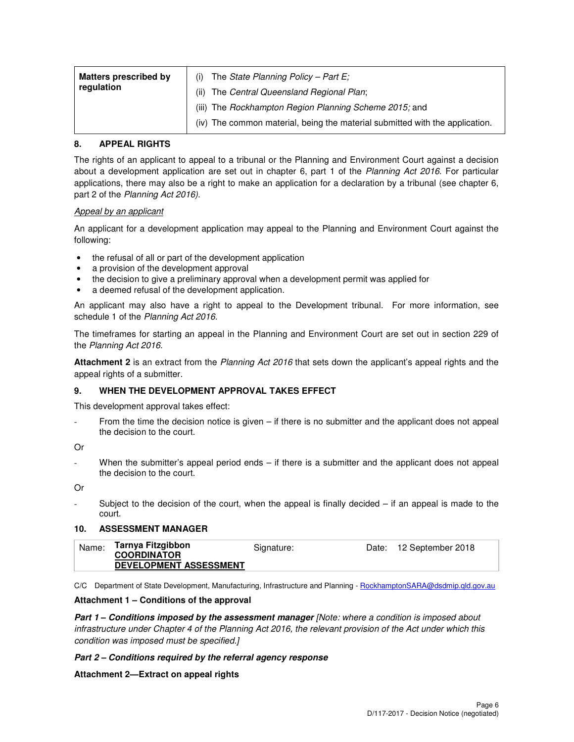| Matters prescribed by regulation | (i) The *State Planning Policy – Part E;*<br>(ii) The *Central Queensland Regional Plan*;<br>(iii) The *Rockhampton Region Planning Scheme 2015;* and<br>(iv) The common material, being the material submitted with the application. |
|---|---|

## 8. APPEAL RIGHTS

The rights of an applicant to appeal to a tribunal or the Planning and Environment Court against a decision about a development application are set out in chapter 6, part 1 of the *Planning Act 2016*. For particular applications, there may also be a right to make an application for a declaration by a tribunal (see chapter 6, part 2 of the *Planning Act 2016).*

*Appeal by an applicant*

An applicant for a development application may appeal to the Planning and Environment Court against the following:

- the refusal of all or part of the development application
- a provision of the development approval
- the decision to give a preliminary approval when a development permit was applied for
- a deemed refusal of the development application.

An applicant may also have a right to appeal to the Development tribunal. For more information, see schedule 1 of the *Planning Act 2016*.

The timeframes for starting an appeal in the Planning and Environment Court are set out in section 229 of the *Planning Act 2016*.

**Attachment 2** is an extract from the *Planning Act 2016* that sets down the applicant's appeal rights and the appeal rights of a submitter.

## 9. WHEN THE DEVELOPMENT APPROVAL TAKES EFFECT

This development approval takes effect:

- From the time the decision notice is given – if there is no submitter and the applicant does not appeal the decision to the court.

Or

- When the submitter's appeal period ends – if there is a submitter and the applicant does not appeal the decision to the court.

Or

- Subject to the decision of the court, when the appeal is finally decided – if an appeal is made to the court.

## 10. ASSESSMENT MANAGER

| Name: | **Tarnya Fitzgibbon**<br>**COORDINATOR**<br>**DEVELOPMENT ASSESSMENT** | Signature: | Date: | 12 September 2018 |
|---|---|---|---|---|

C/C Department of State Development, Manufacturing, Infrastructure and Planning - RockhamptonSARA@dsdmip.qld.gov.au

**Attachment 1 – Conditions of the approval**

***Part 1 – Conditions imposed by the assessment manager*** *[Note: where a condition is imposed about infrastructure under Chapter 4 of the Planning Act 2016, the relevant provision of the Act under which this condition was imposed must be specified.]*

***Part 2 – Conditions required by the referral agency response***

**Attachment 2—Extract on appeal rights**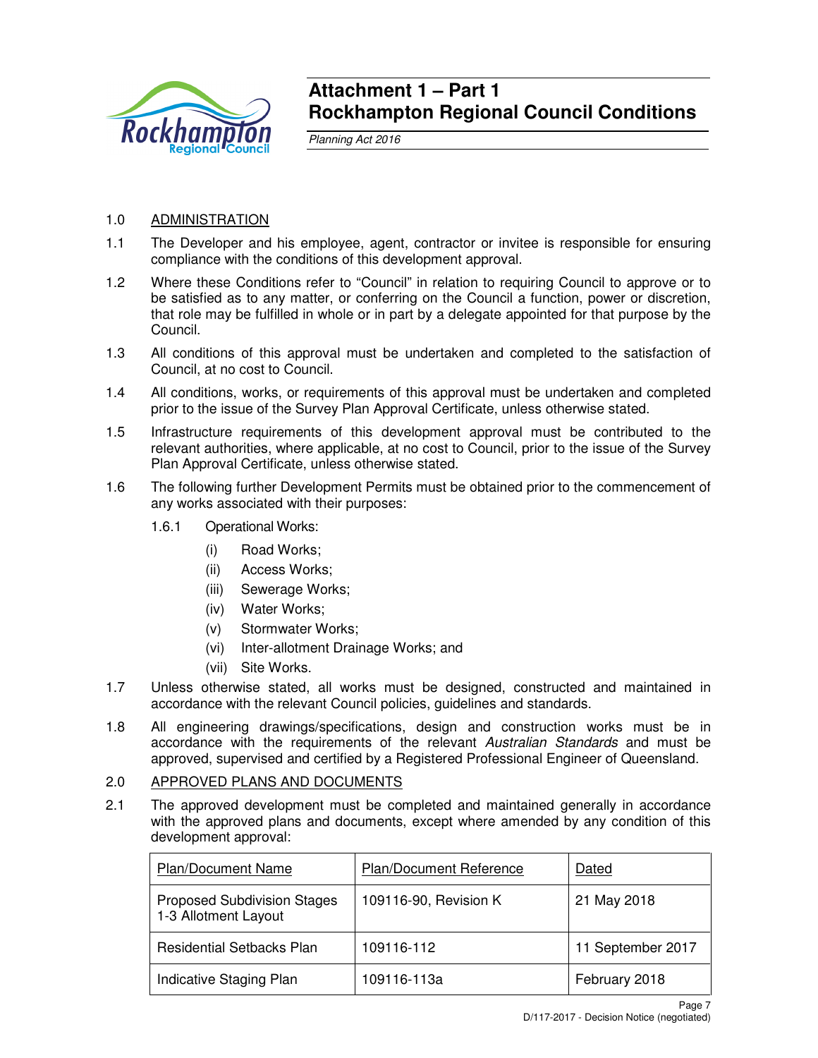# Attachment 1 – Part 1
# Rockhampton Regional Council Conditions

*Planning Act 2016*

## 1.0 ADMINISTRATION

1.1 The Developer and his employee, agent, contractor or invitee is responsible for ensuring compliance with the conditions of this development approval.

1.2 Where these Conditions refer to "Council" in relation to requiring Council to approve or to be satisfied as to any matter, or conferring on the Council a function, power or discretion, that role may be fulfilled in whole or in part by a delegate appointed for that purpose by the Council.

1.3 All conditions of this approval must be undertaken and completed to the satisfaction of Council, at no cost to Council.

1.4 All conditions, works, or requirements of this approval must be undertaken and completed prior to the issue of the Survey Plan Approval Certificate, unless otherwise stated.

1.5 Infrastructure requirements of this development approval must be contributed to the relevant authorities, where applicable, at no cost to Council, prior to the issue of the Survey Plan Approval Certificate, unless otherwise stated.

1.6 The following further Development Permits must be obtained prior to the commencement of any works associated with their purposes:

1.6.1 Operational Works:

(i) Road Works;

(ii) Access Works;

(iii) Sewerage Works;

(iv) Water Works;

(v) Stormwater Works;

(vi) Inter-allotment Drainage Works; and

(vii) Site Works.

1.7 Unless otherwise stated, all works must be designed, constructed and maintained in accordance with the relevant Council policies, guidelines and standards.

1.8 All engineering drawings/specifications, design and construction works must be in accordance with the requirements of the relevant *Australian Standards* and must be approved, supervised and certified by a Registered Professional Engineer of Queensland.

## 2.0 APPROVED PLANS AND DOCUMENTS

2.1 The approved development must be completed and maintained generally in accordance with the approved plans and documents, except where amended by any condition of this development approval:

| Plan/Document Name | Plan/Document Reference | Dated |
|---|---|---|
| Proposed Subdivision Stages 1-3 Allotment Layout | 109116-90, Revision K | 21 May 2018 |
| Residential Setbacks Plan | 109116-112 | 11 September 2017 |
| Indicative Staging Plan | 109116-113a | February 2018 |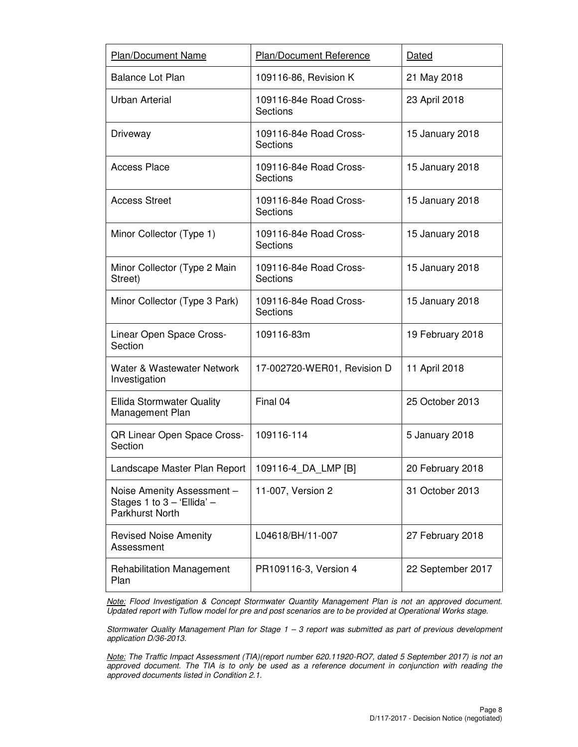| Plan/Document Name | Plan/Document Reference | Dated |
| --- | --- | --- |
| Balance Lot Plan | 109116-86, Revision K | 21 May 2018 |
| Urban Arterial | 109116-84e Road Cross-Sections | 23 April 2018 |
| Driveway | 109116-84e Road Cross-Sections | 15 January 2018 |
| Access Place | 109116-84e Road Cross-Sections | 15 January 2018 |
| Access Street | 109116-84e Road Cross-Sections | 15 January 2018 |
| Minor Collector (Type 1) | 109116-84e Road Cross-Sections | 15 January 2018 |
| Minor Collector (Type 2 Main Street) | 109116-84e Road Cross-Sections | 15 January 2018 |
| Minor Collector (Type 3 Park) | 109116-84e Road Cross-Sections | 15 January 2018 |
| Linear Open Space Cross-Section | 109116-83m | 19 February 2018 |
| Water & Wastewater Network Investigation | 17-002720-WER01, Revision D | 11 April 2018 |
| Ellida Stormwater Quality Management Plan | Final 04 | 25 October 2013 |
| QR Linear Open Space Cross-Section | 109116-114 | 5 January 2018 |
| Landscape Master Plan Report | 109116-4_DA_LMP [B] | 20 February 2018 |
| Noise Amenity Assessment – Stages 1 to 3 – 'Ellida' – Parkhurst North | 11-007, Version 2 | 31 October 2013 |
| Revised Noise Amenity Assessment | L04618/BH/11-007 | 27 February 2018 |
| Rehabilitation Management Plan | PR109116-3, Version 4 | 22 September 2017 |

*Note: Flood Investigation & Concept Stormwater Quantity Management Plan is not an approved document. Updated report with Tuflow model for pre and post scenarios are to be provided at Operational Works stage.*

*Stormwater Quality Management Plan for Stage 1 – 3 report was submitted as part of previous development application D/36-2013.*

*Note: The Traffic Impact Assessment (TIA)(report number 620.11920-RO7, dated 5 September 2017) is not an approved document. The TIA is to only be used as a reference document in conjunction with reading the approved documents listed in Condition 2.1.*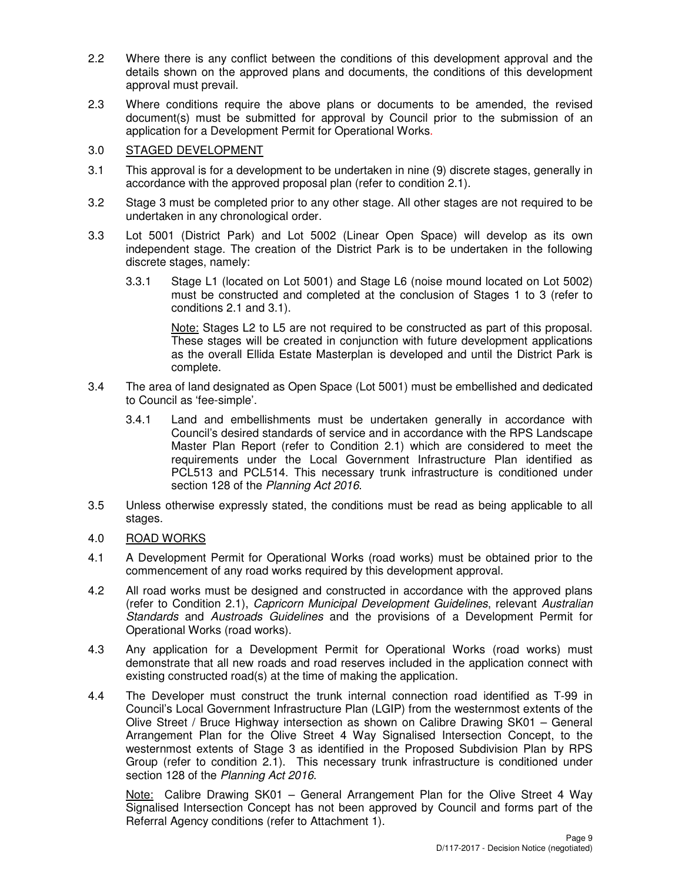2.2 Where there is any conflict between the conditions of this development approval and the details shown on the approved plans and documents, the conditions of this development approval must prevail.

2.3 Where conditions require the above plans or documents to be amended, the revised document(s) must be submitted for approval by Council prior to the submission of an application for a Development Permit for Operational Works.

## 3.0 STAGED DEVELOPMENT

3.1 This approval is for a development to be undertaken in nine (9) discrete stages, generally in accordance with the approved proposal plan (refer to condition 2.1).

3.2 Stage 3 must be completed prior to any other stage. All other stages are not required to be undertaken in any chronological order.

3.3 Lot 5001 (District Park) and Lot 5002 (Linear Open Space) will develop as its own independent stage. The creation of the District Park is to be undertaken in the following discrete stages, namely:

3.3.1 Stage L1 (located on Lot 5001) and Stage L6 (noise mound located on Lot 5002) must be constructed and completed at the conclusion of Stages 1 to 3 (refer to conditions 2.1 and 3.1).

Note: Stages L2 to L5 are not required to be constructed as part of this proposal. These stages will be created in conjunction with future development applications as the overall Ellida Estate Masterplan is developed and until the District Park is complete.

3.4 The area of land designated as Open Space (Lot 5001) must be embellished and dedicated to Council as 'fee-simple'.

3.4.1 Land and embellishments must be undertaken generally in accordance with Council's desired standards of service and in accordance with the RPS Landscape Master Plan Report (refer to Condition 2.1) which are considered to meet the requirements under the Local Government Infrastructure Plan identified as PCL513 and PCL514. This necessary trunk infrastructure is conditioned under section 128 of the *Planning Act 2016*.

3.5 Unless otherwise expressly stated, the conditions must be read as being applicable to all stages.

## 4.0 ROAD WORKS

4.1 A Development Permit for Operational Works (road works) must be obtained prior to the commencement of any road works required by this development approval.

4.2 All road works must be designed and constructed in accordance with the approved plans (refer to Condition 2.1), *Capricorn Municipal Development Guidelines*, relevant *Australian Standards* and *Austroads Guidelines* and the provisions of a Development Permit for Operational Works (road works).

4.3 Any application for a Development Permit for Operational Works (road works) must demonstrate that all new roads and road reserves included in the application connect with existing constructed road(s) at the time of making the application.

4.4 The Developer must construct the trunk internal connection road identified as T-99 in Council's Local Government Infrastructure Plan (LGIP) from the westernmost extents of the Olive Street / Bruce Highway intersection as shown on Calibre Drawing SK01 – General Arrangement Plan for the Olive Street 4 Way Signalised Intersection Concept, to the westernmost extents of Stage 3 as identified in the Proposed Subdivision Plan by RPS Group (refer to condition 2.1). This necessary trunk infrastructure is conditioned under section 128 of the *Planning Act 2016*.

Note: Calibre Drawing SK01 – General Arrangement Plan for the Olive Street 4 Way Signalised Intersection Concept has not been approved by Council and forms part of the Referral Agency conditions (refer to Attachment 1).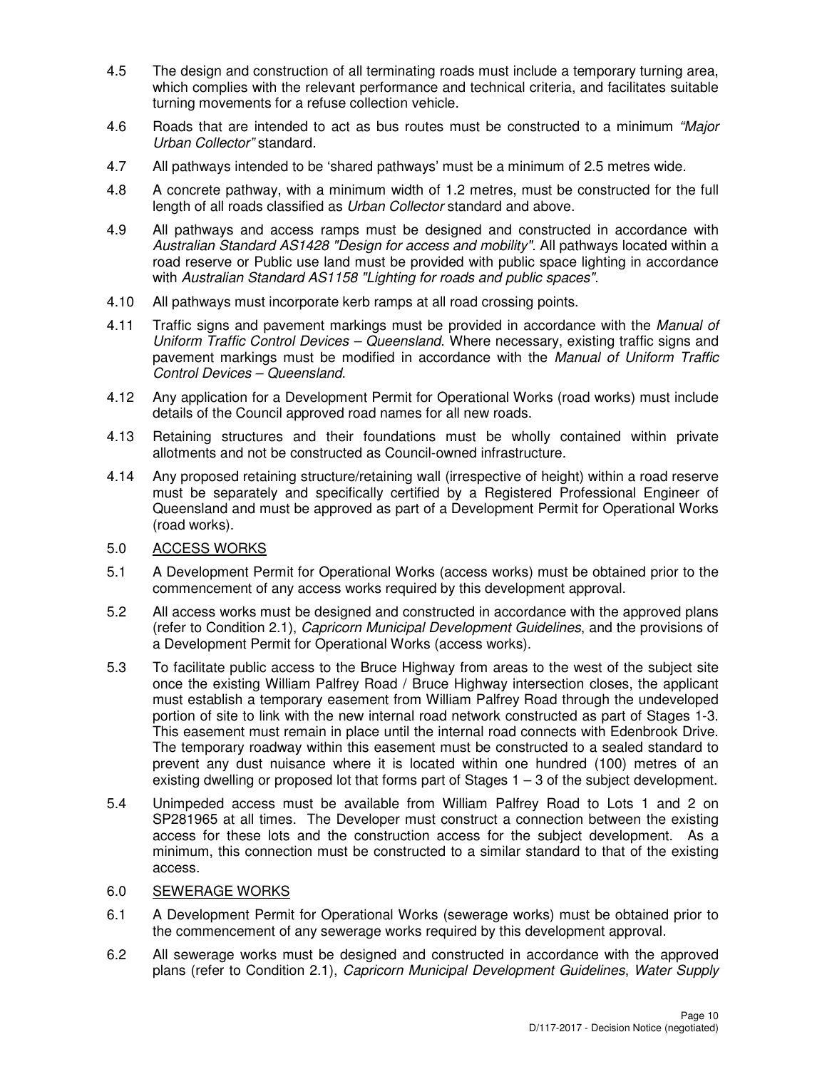4.5 The design and construction of all terminating roads must include a temporary turning area, which complies with the relevant performance and technical criteria, and facilitates suitable turning movements for a refuse collection vehicle.

4.6 Roads that are intended to act as bus routes must be constructed to a minimum *"Major Urban Collector"* standard.

4.7 All pathways intended to be 'shared pathways' must be a minimum of 2.5 metres wide.

4.8 A concrete pathway, with a minimum width of 1.2 metres, must be constructed for the full length of all roads classified as *Urban Collector* standard and above.

4.9 All pathways and access ramps must be designed and constructed in accordance with *Australian Standard AS1428 "Design for access and mobility"*. All pathways located within a road reserve or Public use land must be provided with public space lighting in accordance with *Australian Standard AS1158 "Lighting for roads and public spaces"*.

4.10 All pathways must incorporate kerb ramps at all road crossing points.

4.11 Traffic signs and pavement markings must be provided in accordance with the *Manual of Uniform Traffic Control Devices – Queensland*. Where necessary, existing traffic signs and pavement markings must be modified in accordance with the *Manual of Uniform Traffic Control Devices – Queensland*.

4.12 Any application for a Development Permit for Operational Works (road works) must include details of the Council approved road names for all new roads.

4.13 Retaining structures and their foundations must be wholly contained within private allotments and not be constructed as Council-owned infrastructure.

4.14 Any proposed retaining structure/retaining wall (irrespective of height) within a road reserve must be separately and specifically certified by a Registered Professional Engineer of Queensland and must be approved as part of a Development Permit for Operational Works (road works).

5.0 <u>ACCESS WORKS</u>

5.1 A Development Permit for Operational Works (access works) must be obtained prior to the commencement of any access works required by this development approval.

5.2 All access works must be designed and constructed in accordance with the approved plans (refer to Condition 2.1), *Capricorn Municipal Development Guidelines*, and the provisions of a Development Permit for Operational Works (access works).

5.3 To facilitate public access to the Bruce Highway from areas to the west of the subject site once the existing William Palfrey Road / Bruce Highway intersection closes, the applicant must establish a temporary easement from William Palfrey Road through the undeveloped portion of site to link with the new internal road network constructed as part of Stages 1-3. This easement must remain in place until the internal road connects with Edenbrook Drive. The temporary roadway within this easement must be constructed to a sealed standard to prevent any dust nuisance where it is located within one hundred (100) metres of an existing dwelling or proposed lot that forms part of Stages 1 – 3 of the subject development.

5.4 Unimpeded access must be available from William Palfrey Road to Lots 1 and 2 on SP281965 at all times. The Developer must construct a connection between the existing access for these lots and the construction access for the subject development. As a minimum, this connection must be constructed to a similar standard to that of the existing access.

6.0 <u>SEWERAGE WORKS</u>

6.1 A Development Permit for Operational Works (sewerage works) must be obtained prior to the commencement of any sewerage works required by this development approval.

6.2 All sewerage works must be designed and constructed in accordance with the approved plans (refer to Condition 2.1), *Capricorn Municipal Development Guidelines*, *Water Supply*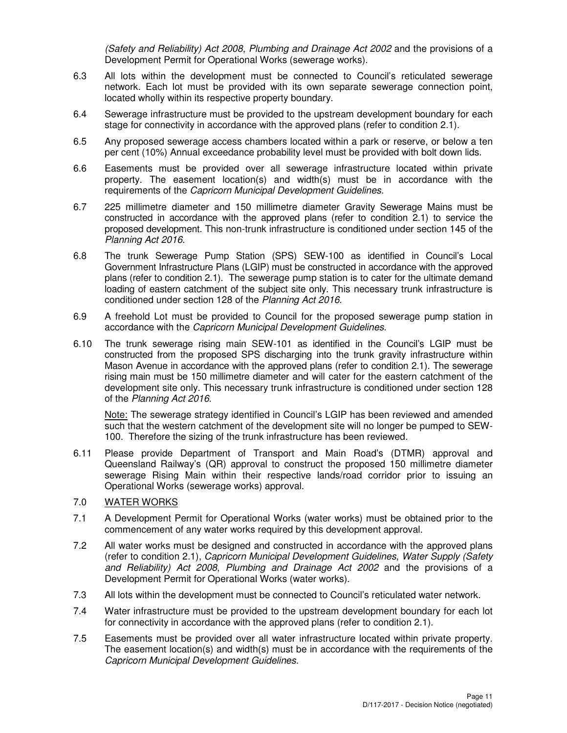*(Safety and Reliability) Act 2008*, *Plumbing and Drainage Act 2002* and the provisions of a Development Permit for Operational Works (sewerage works).

6.3 All lots within the development must be connected to Council's reticulated sewerage network. Each lot must be provided with its own separate sewerage connection point, located wholly within its respective property boundary.

6.4 Sewerage infrastructure must be provided to the upstream development boundary for each stage for connectivity in accordance with the approved plans (refer to condition 2.1).

6.5 Any proposed sewerage access chambers located within a park or reserve, or below a ten per cent (10%) Annual exceedance probability level must be provided with bolt down lids.

6.6 Easements must be provided over all sewerage infrastructure located within private property. The easement location(s) and width(s) must be in accordance with the requirements of the *Capricorn Municipal Development Guidelines*.

6.7 225 millimetre diameter and 150 millimetre diameter Gravity Sewerage Mains must be constructed in accordance with the approved plans (refer to condition 2.1) to service the proposed development. This non-trunk infrastructure is conditioned under section 145 of the *Planning Act 2016*.

6.8 The trunk Sewerage Pump Station (SPS) SEW-100 as identified in Council's Local Government Infrastructure Plans (LGIP) must be constructed in accordance with the approved plans (refer to condition 2.1). The sewerage pump station is to cater for the ultimate demand loading of eastern catchment of the subject site only. This necessary trunk infrastructure is conditioned under section 128 of the *Planning Act 2016*.

6.9 A freehold Lot must be provided to Council for the proposed sewerage pump station in accordance with the *Capricorn Municipal Development Guidelines*.

6.10 The trunk sewerage rising main SEW-101 as identified in the Council's LGIP must be constructed from the proposed SPS discharging into the trunk gravity infrastructure within Mason Avenue in accordance with the approved plans (refer to condition 2.1). The sewerage rising main must be 150 millimetre diameter and will cater for the eastern catchment of the development site only. This necessary trunk infrastructure is conditioned under section 128 of the *Planning Act 2016*.

Note: The sewerage strategy identified in Council's LGIP has been reviewed and amended such that the western catchment of the development site will no longer be pumped to SEW-100. Therefore the sizing of the trunk infrastructure has been reviewed.

6.11 Please provide Department of Transport and Main Road's (DTMR) approval and Queensland Railway's (QR) approval to construct the proposed 150 millimetre diameter sewerage Rising Main within their respective lands/road corridor prior to issuing an Operational Works (sewerage works) approval.

7.0 WATER WORKS

7.1 A Development Permit for Operational Works (water works) must be obtained prior to the commencement of any water works required by this development approval.

7.2 All water works must be designed and constructed in accordance with the approved plans (refer to condition 2.1), *Capricorn Municipal Development Guidelines*, *Water Supply (Safety and Reliability) Act 2008*, *Plumbing and Drainage Act 2002* and the provisions of a Development Permit for Operational Works (water works).

7.3 All lots within the development must be connected to Council's reticulated water network.

7.4 Water infrastructure must be provided to the upstream development boundary for each lot for connectivity in accordance with the approved plans (refer to condition 2.1).

7.5 Easements must be provided over all water infrastructure located within private property. The easement location(s) and width(s) must be in accordance with the requirements of the *Capricorn Municipal Development Guidelines*.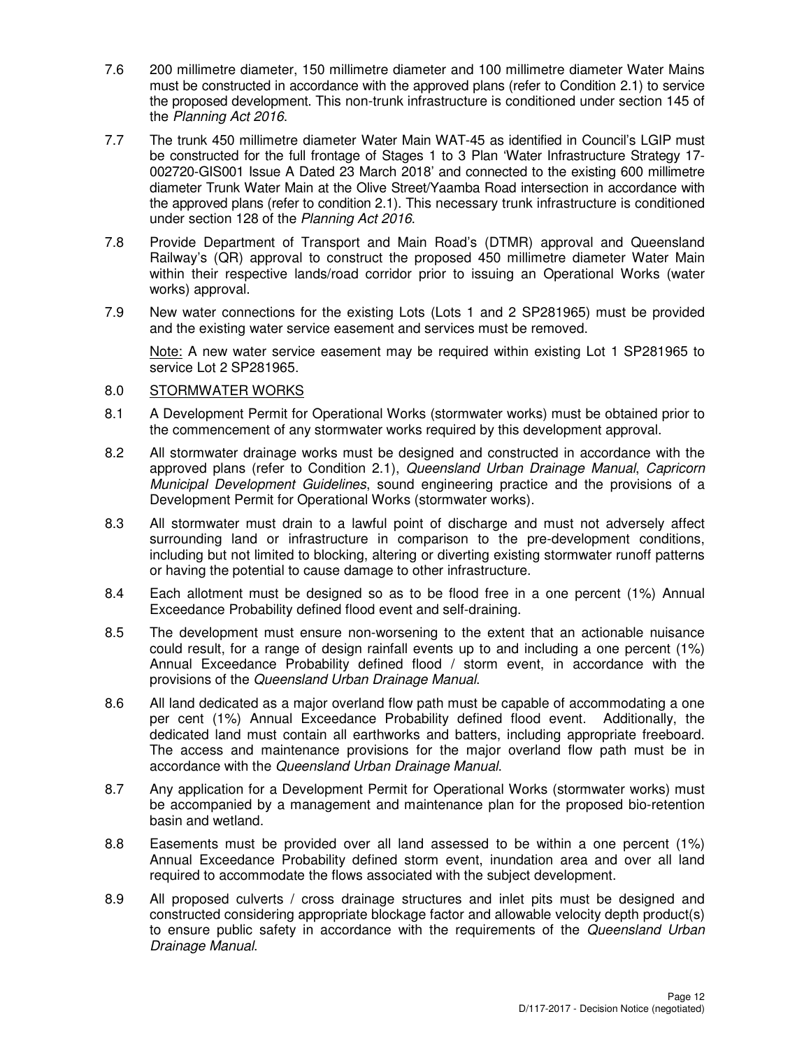7.6 200 millimetre diameter, 150 millimetre diameter and 100 millimetre diameter Water Mains must be constructed in accordance with the approved plans (refer to Condition 2.1) to service the proposed development. This non-trunk infrastructure is conditioned under section 145 of the *Planning Act 2016*.

7.7 The trunk 450 millimetre diameter Water Main WAT-45 as identified in Council's LGIP must be constructed for the full frontage of Stages 1 to 3 Plan 'Water Infrastructure Strategy 17-002720-GIS001 Issue A Dated 23 March 2018' and connected to the existing 600 millimetre diameter Trunk Water Main at the Olive Street/Yaamba Road intersection in accordance with the approved plans (refer to condition 2.1). This necessary trunk infrastructure is conditioned under section 128 of the *Planning Act 2016*.

7.8 Provide Department of Transport and Main Road's (DTMR) approval and Queensland Railway's (QR) approval to construct the proposed 450 millimetre diameter Water Main within their respective lands/road corridor prior to issuing an Operational Works (water works) approval.

7.9 New water connections for the existing Lots (Lots 1 and 2 SP281965) must be provided and the existing water service easement and services must be removed.

<u>Note:</u> A new water service easement may be required within existing Lot 1 SP281965 to service Lot 2 SP281965.

8.0 <u>STORMWATER WORKS</u>

8.1 A Development Permit for Operational Works (stormwater works) must be obtained prior to the commencement of any stormwater works required by this development approval.

8.2 All stormwater drainage works must be designed and constructed in accordance with the approved plans (refer to Condition 2.1), *Queensland Urban Drainage Manual*, *Capricorn Municipal Development Guidelines*, sound engineering practice and the provisions of a Development Permit for Operational Works (stormwater works).

8.3 All stormwater must drain to a lawful point of discharge and must not adversely affect surrounding land or infrastructure in comparison to the pre-development conditions, including but not limited to blocking, altering or diverting existing stormwater runoff patterns or having the potential to cause damage to other infrastructure.

8.4 Each allotment must be designed so as to be flood free in a one percent (1%) Annual Exceedance Probability defined flood event and self-draining.

8.5 The development must ensure non-worsening to the extent that an actionable nuisance could result, for a range of design rainfall events up to and including a one percent (1%) Annual Exceedance Probability defined flood / storm event, in accordance with the provisions of the *Queensland Urban Drainage Manual*.

8.6 All land dedicated as a major overland flow path must be capable of accommodating a one per cent (1%) Annual Exceedance Probability defined flood event. Additionally, the dedicated land must contain all earthworks and batters, including appropriate freeboard. The access and maintenance provisions for the major overland flow path must be in accordance with the *Queensland Urban Drainage Manual*.

8.7 Any application for a Development Permit for Operational Works (stormwater works) must be accompanied by a management and maintenance plan for the proposed bio-retention basin and wetland.

8.8 Easements must be provided over all land assessed to be within a one percent (1%) Annual Exceedance Probability defined storm event, inundation area and over all land required to accommodate the flows associated with the subject development.

8.9 All proposed culverts / cross drainage structures and inlet pits must be designed and constructed considering appropriate blockage factor and allowable velocity depth product(s) to ensure public safety in accordance with the requirements of the *Queensland Urban Drainage Manual*.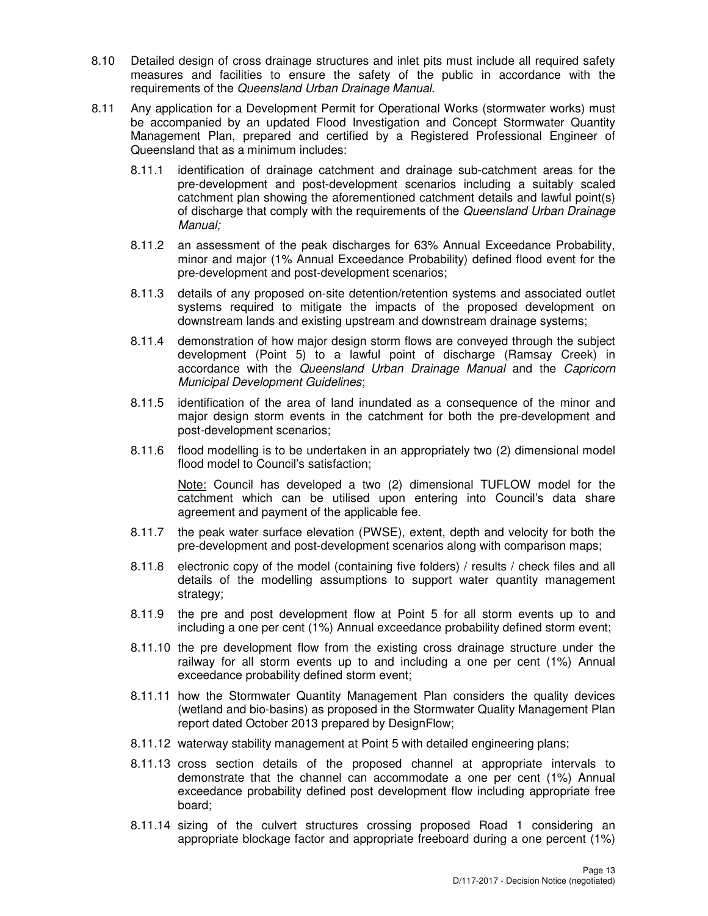8.10 Detailed design of cross drainage structures and inlet pits must include all required safety measures and facilities to ensure the safety of the public in accordance with the requirements of the *Queensland Urban Drainage Manual*.

8.11 Any application for a Development Permit for Operational Works (stormwater works) must be accompanied by an updated Flood Investigation and Concept Stormwater Quantity Management Plan, prepared and certified by a Registered Professional Engineer of Queensland that as a minimum includes:

8.11.1 identification of drainage catchment and drainage sub-catchment areas for the pre-development and post-development scenarios including a suitably scaled catchment plan showing the aforementioned catchment details and lawful point(s) of discharge that comply with the requirements of the *Queensland Urban Drainage Manual;*

8.11.2 an assessment of the peak discharges for 63% Annual Exceedance Probability, minor and major (1% Annual Exceedance Probability) defined flood event for the pre-development and post-development scenarios;

8.11.3 details of any proposed on-site detention/retention systems and associated outlet systems required to mitigate the impacts of the proposed development on downstream lands and existing upstream and downstream drainage systems;

8.11.4 demonstration of how major design storm flows are conveyed through the subject development (Point 5) to a lawful point of discharge (Ramsay Creek) in accordance with the *Queensland Urban Drainage Manual* and the *Capricorn Municipal Development Guidelines*;

8.11.5 identification of the area of land inundated as a consequence of the minor and major design storm events in the catchment for both the pre-development and post-development scenarios;

8.11.6 flood modelling is to be undertaken in an appropriately two (2) dimensional model flood model to Council's satisfaction;

<u>Note:</u> Council has developed a two (2) dimensional TUFLOW model for the catchment which can be utilised upon entering into Council's data share agreement and payment of the applicable fee.

8.11.7 the peak water surface elevation (PWSE), extent, depth and velocity for both the pre-development and post-development scenarios along with comparison maps;

8.11.8 electronic copy of the model (containing five folders) / results / check files and all details of the modelling assumptions to support water quantity management strategy;

8.11.9 the pre and post development flow at Point 5 for all storm events up to and including a one per cent (1%) Annual exceedance probability defined storm event;

8.11.10 the pre development flow from the existing cross drainage structure under the railway for all storm events up to and including a one per cent (1%) Annual exceedance probability defined storm event;

8.11.11 how the Stormwater Quantity Management Plan considers the quality devices (wetland and bio-basins) as proposed in the Stormwater Quality Management Plan report dated October 2013 prepared by DesignFlow;

8.11.12 waterway stability management at Point 5 with detailed engineering plans;

8.11.13 cross section details of the proposed channel at appropriate intervals to demonstrate that the channel can accommodate a one per cent (1%) Annual exceedance probability defined post development flow including appropriate free board;

8.11.14 sizing of the culvert structures crossing proposed Road 1 considering an appropriate blockage factor and appropriate freeboard during a one percent (1%)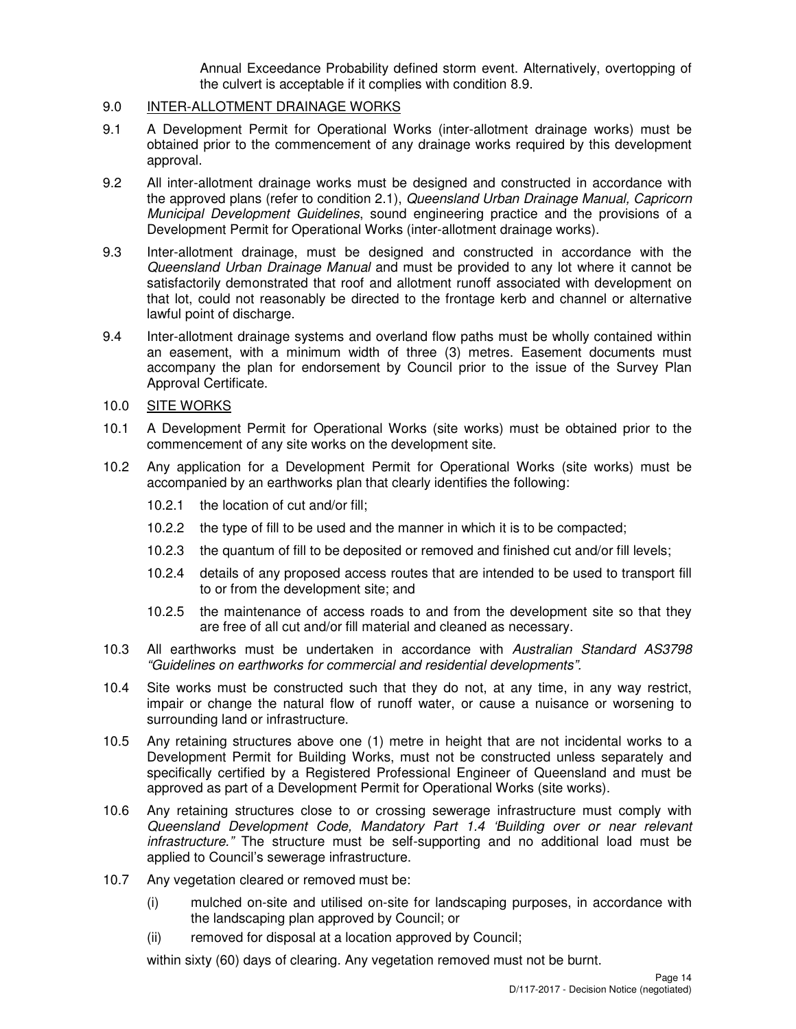Annual Exceedance Probability defined storm event. Alternatively, overtopping of the culvert is acceptable if it complies with condition 8.9.

9.0 INTER-ALLOTMENT DRAINAGE WORKS

9.1 A Development Permit for Operational Works (inter-allotment drainage works) must be obtained prior to the commencement of any drainage works required by this development approval.

9.2 All inter-allotment drainage works must be designed and constructed in accordance with the approved plans (refer to condition 2.1), *Queensland Urban Drainage Manual, Capricorn Municipal Development Guidelines*, sound engineering practice and the provisions of a Development Permit for Operational Works (inter-allotment drainage works).

9.3 Inter-allotment drainage, must be designed and constructed in accordance with the *Queensland Urban Drainage Manual* and must be provided to any lot where it cannot be satisfactorily demonstrated that roof and allotment runoff associated with development on that lot, could not reasonably be directed to the frontage kerb and channel or alternative lawful point of discharge.

9.4 Inter-allotment drainage systems and overland flow paths must be wholly contained within an easement, with a minimum width of three (3) metres. Easement documents must accompany the plan for endorsement by Council prior to the issue of the Survey Plan Approval Certificate.

10.0 SITE WORKS

10.1 A Development Permit for Operational Works (site works) must be obtained prior to the commencement of any site works on the development site.

10.2 Any application for a Development Permit for Operational Works (site works) must be accompanied by an earthworks plan that clearly identifies the following:

10.2.1 the location of cut and/or fill;

10.2.2 the type of fill to be used and the manner in which it is to be compacted;

10.2.3 the quantum of fill to be deposited or removed and finished cut and/or fill levels;

10.2.4 details of any proposed access routes that are intended to be used to transport fill to or from the development site; and

10.2.5 the maintenance of access roads to and from the development site so that they are free of all cut and/or fill material and cleaned as necessary.

10.3 All earthworks must be undertaken in accordance with *Australian Standard AS3798 "Guidelines on earthworks for commercial and residential developments".*

10.4 Site works must be constructed such that they do not, at any time, in any way restrict, impair or change the natural flow of runoff water, or cause a nuisance or worsening to surrounding land or infrastructure.

10.5 Any retaining structures above one (1) metre in height that are not incidental works to a Development Permit for Building Works, must not be constructed unless separately and specifically certified by a Registered Professional Engineer of Queensland and must be approved as part of a Development Permit for Operational Works (site works).

10.6 Any retaining structures close to or crossing sewerage infrastructure must comply with *Queensland Development Code, Mandatory Part 1.4 'Building over or near relevant infrastructure."* The structure must be self-supporting and no additional load must be applied to Council's sewerage infrastructure.

10.7 Any vegetation cleared or removed must be:

(i) mulched on-site and utilised on-site for landscaping purposes, in accordance with the landscaping plan approved by Council; or

(ii) removed for disposal at a location approved by Council;

within sixty (60) days of clearing. Any vegetation removed must not be burnt.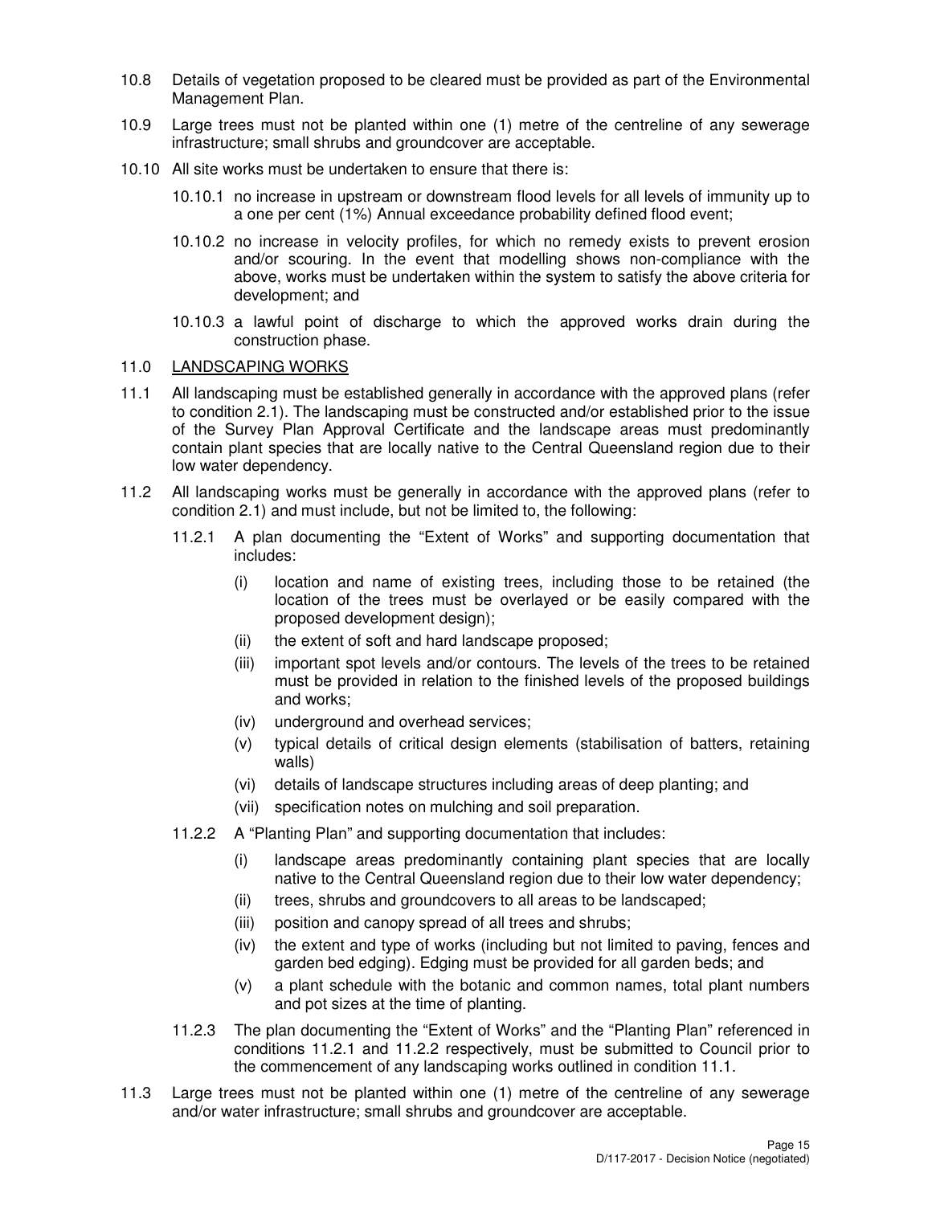10.8 Details of vegetation proposed to be cleared must be provided as part of the Environmental Management Plan.

10.9 Large trees must not be planted within one (1) metre of the centreline of any sewerage infrastructure; small shrubs and groundcover are acceptable.

10.10 All site works must be undertaken to ensure that there is:

10.10.1 no increase in upstream or downstream flood levels for all levels of immunity up to a one per cent (1%) Annual exceedance probability defined flood event;

10.10.2 no increase in velocity profiles, for which no remedy exists to prevent erosion and/or scouring. In the event that modelling shows non-compliance with the above, works must be undertaken within the system to satisfy the above criteria for development; and

10.10.3 a lawful point of discharge to which the approved works drain during the construction phase.

## 11.0 LANDSCAPING WORKS

11.1 All landscaping must be established generally in accordance with the approved plans (refer to condition 2.1). The landscaping must be constructed and/or established prior to the issue of the Survey Plan Approval Certificate and the landscape areas must predominantly contain plant species that are locally native to the Central Queensland region due to their low water dependency.

11.2 All landscaping works must be generally in accordance with the approved plans (refer to condition 2.1) and must include, but not be limited to, the following:

11.2.1 A plan documenting the "Extent of Works" and supporting documentation that includes:

(i) location and name of existing trees, including those to be retained (the location of the trees must be overlayed or be easily compared with the proposed development design);

(ii) the extent of soft and hard landscape proposed;

(iii) important spot levels and/or contours. The levels of the trees to be retained must be provided in relation to the finished levels of the proposed buildings and works;

(iv) underground and overhead services;

(v) typical details of critical design elements (stabilisation of batters, retaining walls)

(vi) details of landscape structures including areas of deep planting; and

(vii) specification notes on mulching and soil preparation.

11.2.2 A "Planting Plan" and supporting documentation that includes:

(i) landscape areas predominantly containing plant species that are locally native to the Central Queensland region due to their low water dependency;

(ii) trees, shrubs and groundcovers to all areas to be landscaped;

(iii) position and canopy spread of all trees and shrubs;

(iv) the extent and type of works (including but not limited to paving, fences and garden bed edging). Edging must be provided for all garden beds; and

(v) a plant schedule with the botanic and common names, total plant numbers and pot sizes at the time of planting.

11.2.3 The plan documenting the "Extent of Works" and the "Planting Plan" referenced in conditions 11.2.1 and 11.2.2 respectively, must be submitted to Council prior to the commencement of any landscaping works outlined in condition 11.1.

11.3 Large trees must not be planted within one (1) metre of the centreline of any sewerage and/or water infrastructure; small shrubs and groundcover are acceptable.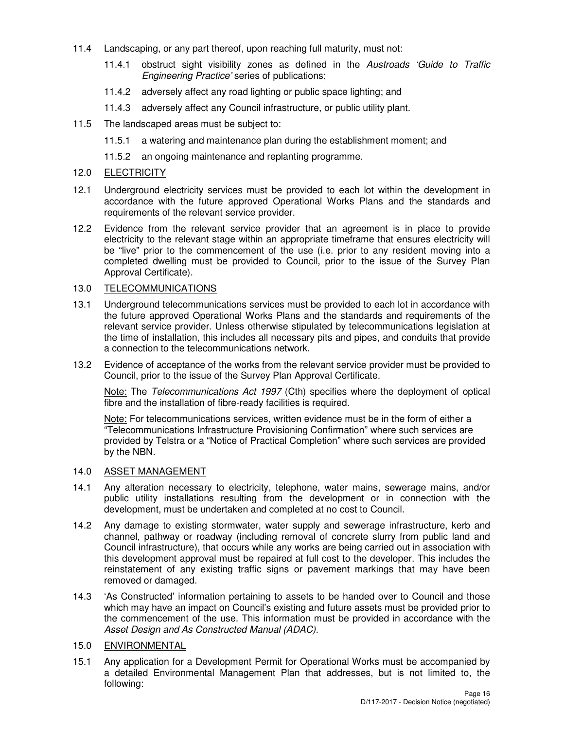11.4 Landscaping, or any part thereof, upon reaching full maturity, must not:

11.4.1 obstruct sight visibility zones as defined in the *Austroads 'Guide to Traffic Engineering Practice'* series of publications;

11.4.2 adversely affect any road lighting or public space lighting; and

11.4.3 adversely affect any Council infrastructure, or public utility plant.

11.5 The landscaped areas must be subject to:

11.5.1 a watering and maintenance plan during the establishment moment; and

11.5.2 an ongoing maintenance and replanting programme.

12.0 <u>ELECTRICITY</u>

12.1 Underground electricity services must be provided to each lot within the development in accordance with the future approved Operational Works Plans and the standards and requirements of the relevant service provider.

12.2 Evidence from the relevant service provider that an agreement is in place to provide electricity to the relevant stage within an appropriate timeframe that ensures electricity will be "live" prior to the commencement of the use (i.e. prior to any resident moving into a completed dwelling must be provided to Council, prior to the issue of the Survey Plan Approval Certificate).

13.0 <u>TELECOMMUNICATIONS</u>

13.1 Underground telecommunications services must be provided to each lot in accordance with the future approved Operational Works Plans and the standards and requirements of the relevant service provider. Unless otherwise stipulated by telecommunications legislation at the time of installation, this includes all necessary pits and pipes, and conduits that provide a connection to the telecommunications network.

13.2 Evidence of acceptance of the works from the relevant service provider must be provided to Council, prior to the issue of the Survey Plan Approval Certificate.

<u>Note:</u> The *Telecommunications Act 1997* (Cth) specifies where the deployment of optical fibre and the installation of fibre-ready facilities is required.

<u>Note:</u> For telecommunications services, written evidence must be in the form of either a "Telecommunications Infrastructure Provisioning Confirmation" where such services are provided by Telstra or a "Notice of Practical Completion" where such services are provided by the NBN.

14.0 <u>ASSET MANAGEMENT</u>

14.1 Any alteration necessary to electricity, telephone, water mains, sewerage mains, and/or public utility installations resulting from the development or in connection with the development, must be undertaken and completed at no cost to Council.

14.2 Any damage to existing stormwater, water supply and sewerage infrastructure, kerb and channel, pathway or roadway (including removal of concrete slurry from public land and Council infrastructure), that occurs while any works are being carried out in association with this development approval must be repaired at full cost to the developer. This includes the reinstatement of any existing traffic signs or pavement markings that may have been removed or damaged.

14.3 'As Constructed' information pertaining to assets to be handed over to Council and those which may have an impact on Council's existing and future assets must be provided prior to the commencement of the use. This information must be provided in accordance with the *Asset Design and As Constructed Manual (ADAC).*

15.0 <u>ENVIRONMENTAL</u>

15.1 Any application for a Development Permit for Operational Works must be accompanied by a detailed Environmental Management Plan that addresses, but is not limited to, the following: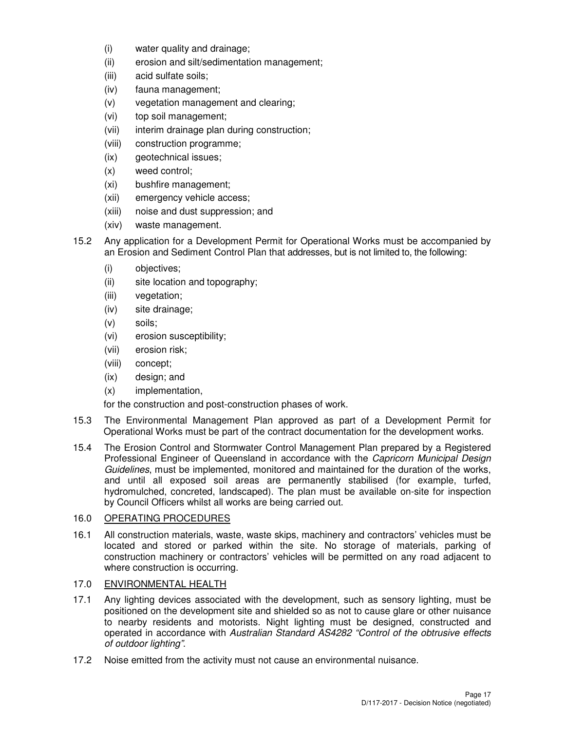(i) water quality and drainage;
(ii) erosion and silt/sedimentation management;
(iii) acid sulfate soils;
(iv) fauna management;
(v) vegetation management and clearing;
(vi) top soil management;
(vii) interim drainage plan during construction;
(viii) construction programme;
(ix) geotechnical issues;
(x) weed control;
(xi) bushfire management;
(xii) emergency vehicle access;
(xiii) noise and dust suppression; and
(xiv) waste management.

15.2 Any application for a Development Permit for Operational Works must be accompanied by an Erosion and Sediment Control Plan that addresses, but is not limited to, the following:

(i) objectives;
(ii) site location and topography;
(iii) vegetation;
(iv) site drainage;
(v) soils;
(vi) erosion susceptibility;
(vii) erosion risk;
(viii) concept;
(ix) design; and
(x) implementation,

for the construction and post-construction phases of work.

15.3 The Environmental Management Plan approved as part of a Development Permit for Operational Works must be part of the contract documentation for the development works.

15.4 The Erosion Control and Stormwater Control Management Plan prepared by a Registered Professional Engineer of Queensland in accordance with the *Capricorn Municipal Design Guidelines*, must be implemented, monitored and maintained for the duration of the works, and until all exposed soil areas are permanently stabilised (for example, turfed, hydromulched, concreted, landscaped). The plan must be available on-site for inspection by Council Officers whilst all works are being carried out.

16.0 <u>OPERATING PROCEDURES</u>

16.1 All construction materials, waste, waste skips, machinery and contractors' vehicles must be located and stored or parked within the site. No storage of materials, parking of construction machinery or contractors' vehicles will be permitted on any road adjacent to where construction is occurring.

17.0 <u>ENVIRONMENTAL HEALTH</u>

17.1 Any lighting devices associated with the development, such as sensory lighting, must be positioned on the development site and shielded so as not to cause glare or other nuisance to nearby residents and motorists. Night lighting must be designed, constructed and operated in accordance with *Australian Standard AS4282 "Control of the obtrusive effects of outdoor lighting"*.

17.2 Noise emitted from the activity must not cause an environmental nuisance.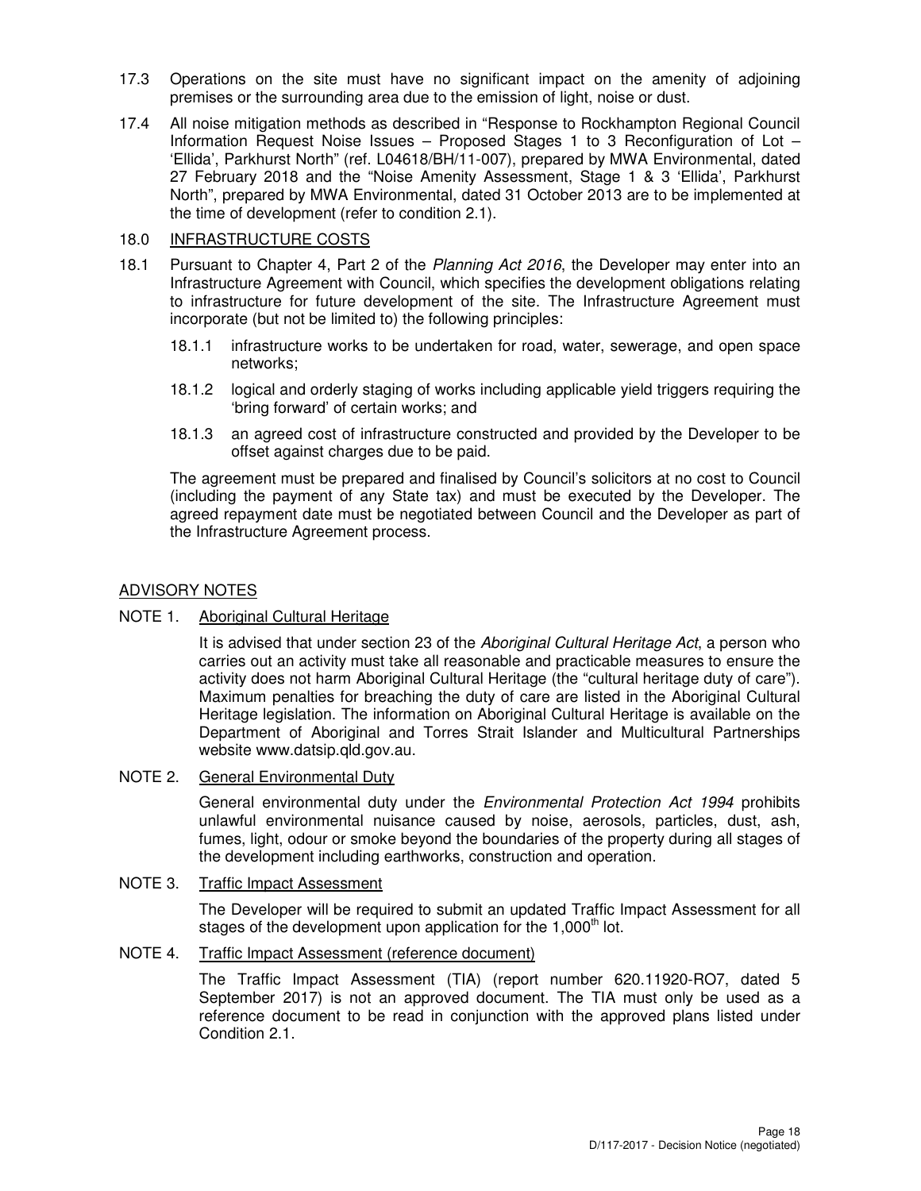17.3 Operations on the site must have no significant impact on the amenity of adjoining premises or the surrounding area due to the emission of light, noise or dust.

17.4 All noise mitigation methods as described in "Response to Rockhampton Regional Council Information Request Noise Issues – Proposed Stages 1 to 3 Reconfiguration of Lot – 'Ellida', Parkhurst North" (ref. L04618/BH/11-007), prepared by MWA Environmental, dated 27 February 2018 and the "Noise Amenity Assessment, Stage 1 & 3 'Ellida', Parkhurst North", prepared by MWA Environmental, dated 31 October 2013 are to be implemented at the time of development (refer to condition 2.1).

18.0 <u>INFRASTRUCTURE COSTS</u>

18.1 Pursuant to Chapter 4, Part 2 of the *Planning Act 2016*, the Developer may enter into an Infrastructure Agreement with Council, which specifies the development obligations relating to infrastructure for future development of the site. The Infrastructure Agreement must incorporate (but not be limited to) the following principles:

18.1.1 infrastructure works to be undertaken for road, water, sewerage, and open space networks;

18.1.2 logical and orderly staging of works including applicable yield triggers requiring the 'bring forward' of certain works; and

18.1.3 an agreed cost of infrastructure constructed and provided by the Developer to be offset against charges due to be paid.

The agreement must be prepared and finalised by Council's solicitors at no cost to Council (including the payment of any State tax) and must be executed by the Developer. The agreed repayment date must be negotiated between Council and the Developer as part of the Infrastructure Agreement process.

## <u>ADVISORY NOTES</u>

NOTE 1. <u>Aboriginal Cultural Heritage</u>

It is advised that under section 23 of the *Aboriginal Cultural Heritage Act*, a person who carries out an activity must take all reasonable and practicable measures to ensure the activity does not harm Aboriginal Cultural Heritage (the "cultural heritage duty of care"). Maximum penalties for breaching the duty of care are listed in the Aboriginal Cultural Heritage legislation. The information on Aboriginal Cultural Heritage is available on the Department of Aboriginal and Torres Strait Islander and Multicultural Partnerships website www.datsip.qld.gov.au.

NOTE 2. <u>General Environmental Duty</u>

General environmental duty under the *Environmental Protection Act 1994* prohibits unlawful environmental nuisance caused by noise, aerosols, particles, dust, ash, fumes, light, odour or smoke beyond the boundaries of the property during all stages of the development including earthworks, construction and operation.

NOTE 3. <u>Traffic Impact Assessment</u>

The Developer will be required to submit an updated Traffic Impact Assessment for all stages of the development upon application for the 1,000th lot.

NOTE 4. <u>Traffic Impact Assessment (reference document)</u>

The Traffic Impact Assessment (TIA) (report number 620.11920-RO7, dated 5 September 2017) is not an approved document. The TIA must only be used as a reference document to be read in conjunction with the approved plans listed under Condition 2.1.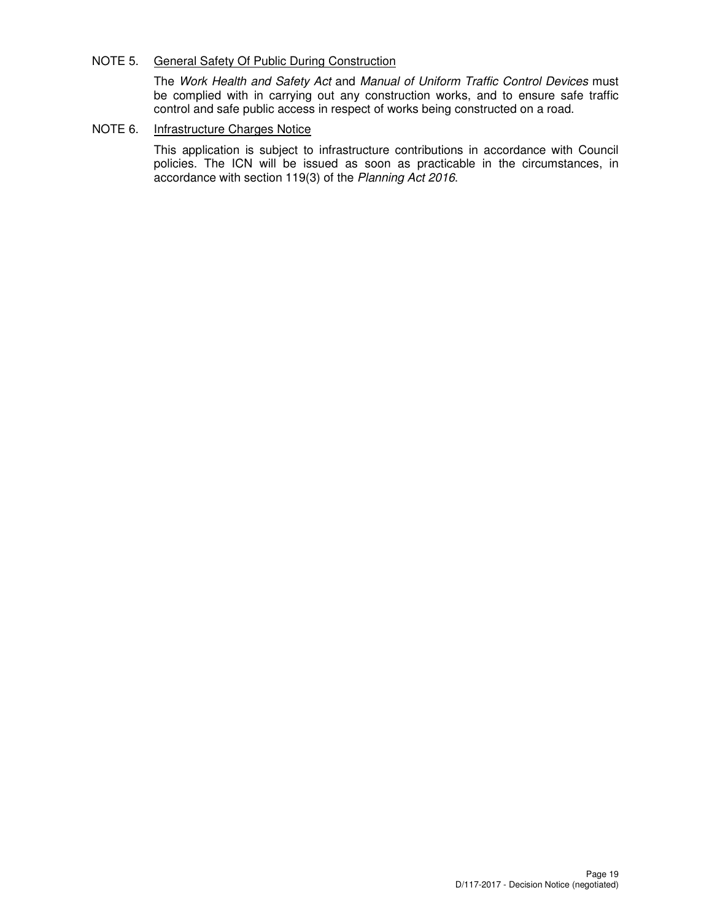NOTE 5. <u>General Safety Of Public During Construction</u>

The *Work Health and Safety Act* and *Manual of Uniform Traffic Control Devices* must be complied with in carrying out any construction works, and to ensure safe traffic control and safe public access in respect of works being constructed on a road.

NOTE 6. <u>Infrastructure Charges Notice</u>

This application is subject to infrastructure contributions in accordance with Council policies. The ICN will be issued as soon as practicable in the circumstances, in accordance with section 119(3) of the *Planning Act 2016*.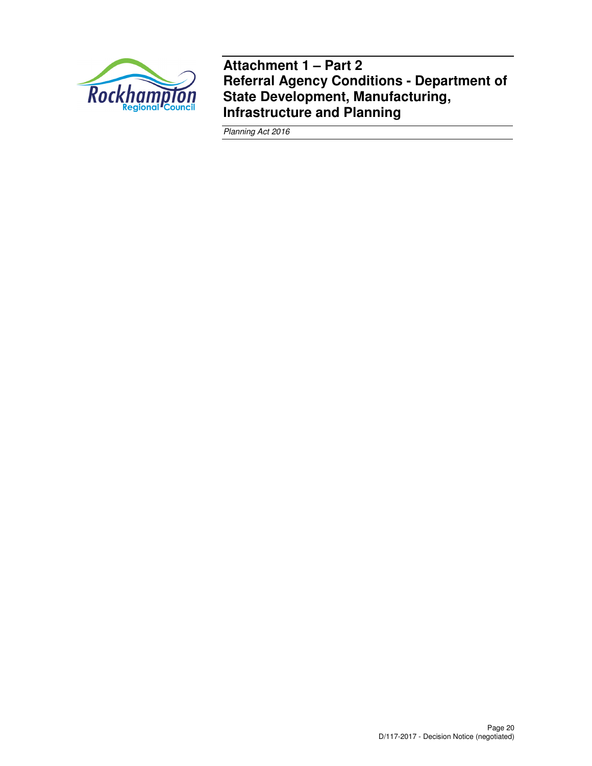# Attachment 1 – Part 2
# Referral Agency Conditions - Department of State Development, Manufacturing, Infrastructure and Planning

*Planning Act 2016*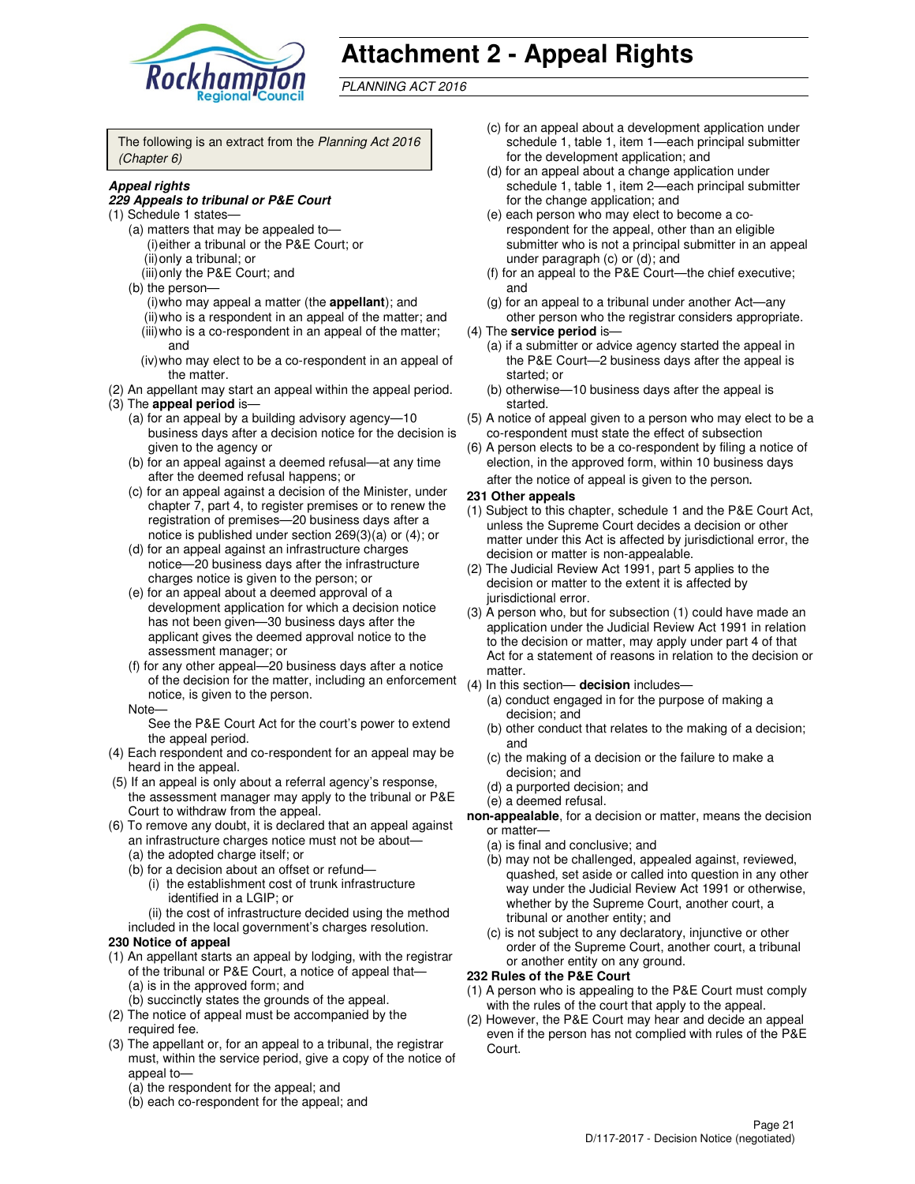# Attachment 2 - Appeal Rights

*PLANNING ACT 2016*

The following is an extract from the *Planning Act 2016 (Chapter 6)*

***Appeal rights***

***229 Appeals to tribunal or P&E Court***

(1) Schedule 1 states—

(a) matters that may be appealed to—

(i) either a tribunal or the P&E Court; or

(ii) only a tribunal; or

(iii) only the P&E Court; and

(b) the person—

(i) who may appeal a matter (the **appellant**); and

(ii) who is a respondent in an appeal of the matter; and

(iii) who is a co-respondent in an appeal of the matter; and

(iv) who may elect to be a co-respondent in an appeal of the matter.

(2) An appellant may start an appeal within the appeal period.

(3) The **appeal period** is—

(a) for an appeal by a building advisory agency—10 business days after a decision notice for the decision is given to the agency or

(b) for an appeal against a deemed refusal—at any time after the deemed refusal happens; or

(c) for an appeal against a decision of the Minister, under chapter 7, part 4, to register premises or to renew the registration of premises—20 business days after a notice is published under section 269(3)(a) or (4); or

(d) for an appeal against an infrastructure charges notice—20 business days after the infrastructure charges notice is given to the person; or

(e) for an appeal about a deemed approval of a development application for which a decision notice has not been given—30 business days after the applicant gives the deemed approval notice to the assessment manager; or

(f) for any other appeal—20 business days after a notice of the decision for the matter, including an enforcement notice, is given to the person.

Note—

See the P&E Court Act for the court's power to extend the appeal period.

(4) Each respondent and co-respondent for an appeal may be heard in the appeal.

(5) If an appeal is only about a referral agency's response, the assessment manager may apply to the tribunal or P&E Court to withdraw from the appeal.

(6) To remove any doubt, it is declared that an appeal against an infrastructure charges notice must not be about—

(a) the adopted charge itself; or

(b) for a decision about an offset or refund—

(i) the establishment cost of trunk infrastructure identified in a LGIP; or

(ii) the cost of infrastructure decided using the method included in the local government's charges resolution.

**230 Notice of appeal**

(1) An appellant starts an appeal by lodging, with the registrar of the tribunal or P&E Court, a notice of appeal that—

(a) is in the approved form; and

(b) succinctly states the grounds of the appeal.

(2) The notice of appeal must be accompanied by the required fee.

(3) The appellant or, for an appeal to a tribunal, the registrar must, within the service period, give a copy of the notice of appeal to—

(a) the respondent for the appeal; and

(b) each co-respondent for the appeal; and

(c) for an appeal about a development application under schedule 1, table 1, item 1—each principal submitter for the development application; and

(d) for an appeal about a change application under schedule 1, table 1, item 2—each principal submitter for the change application; and

(e) each person who may elect to become a co-respondent for the appeal, other than an eligible submitter who is not a principal submitter in an appeal under paragraph (c) or (d); and

(f) for an appeal to the P&E Court—the chief executive; and

(g) for an appeal to a tribunal under another Act—any other person who the registrar considers appropriate.

(4) The **service period** is—

(a) if a submitter or advice agency started the appeal in the P&E Court—2 business days after the appeal is started; or

(b) otherwise—10 business days after the appeal is started.

(5) A notice of appeal given to a person who may elect to be a co-respondent must state the effect of subsection

(6) A person elects to be a co-respondent by filing a notice of election, in the approved form, within 10 business days after the notice of appeal is given to the person.

**231 Other appeals**

(1) Subject to this chapter, schedule 1 and the P&E Court Act, unless the Supreme Court decides a decision or other matter under this Act is affected by jurisdictional error, the decision or matter is non-appealable.

(2) The Judicial Review Act 1991, part 5 applies to the decision or matter to the extent it is affected by jurisdictional error.

(3) A person who, but for subsection (1) could have made an application under the Judicial Review Act 1991 in relation to the decision or matter, may apply under part 4 of that Act for a statement of reasons in relation to the decision or matter.

(4) In this section— **decision** includes—

(a) conduct engaged in for the purpose of making a decision; and

(b) other conduct that relates to the making of a decision; and

(c) the making of a decision or the failure to make a decision; and

(d) a purported decision; and

(e) a deemed refusal.

**non-appealable**, for a decision or matter, means the decision or matter—

(a) is final and conclusive; and

(b) may not be challenged, appealed against, reviewed, quashed, set aside or called into question in any other way under the Judicial Review Act 1991 or otherwise, whether by the Supreme Court, another court, a tribunal or another entity; and

(c) is not subject to any declaratory, injunctive or other order of the Supreme Court, another court, a tribunal or another entity on any ground.

**232 Rules of the P&E Court**

(1) A person who is appealing to the P&E Court must comply with the rules of the court that apply to the appeal.

(2) However, the P&E Court may hear and decide an appeal even if the person has not complied with rules of the P&E Court.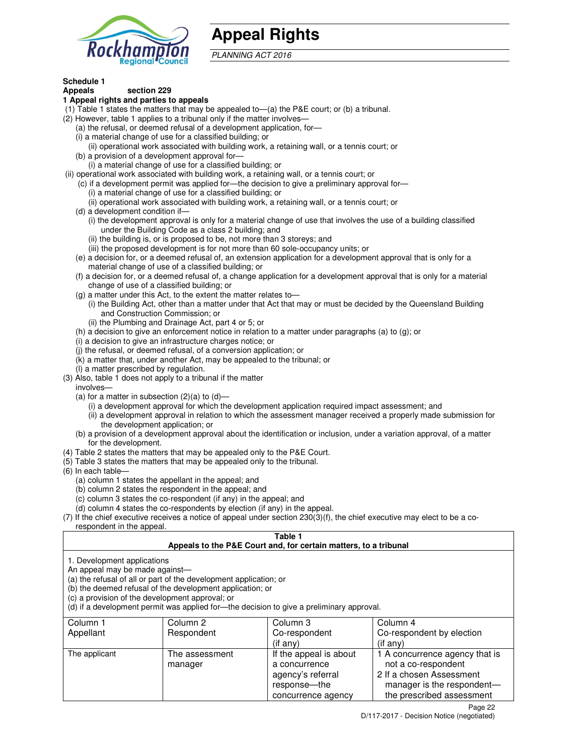# Appeal Rights

*PLANNING ACT 2016*

**Schedule 1**
**Appeals section 229**

**1 Appeal rights and parties to appeals**

(1) Table 1 states the matters that may be appealed to—(a) the P&E court; or (b) a tribunal.

(2) However, table 1 applies to a tribunal only if the matter involves—

(a) the refusal, or deemed refusal of a development application, for—

(i) a material change of use for a classified building; or

(ii) operational work associated with building work, a retaining wall, or a tennis court; or

(b) a provision of a development approval for—

(i) a material change of use for a classified building; or

(ii) operational work associated with building work, a retaining wall, or a tennis court; or

(c) if a development permit was applied for—the decision to give a preliminary approval for—

(i) a material change of use for a classified building; or

(ii) operational work associated with building work, a retaining wall, or a tennis court; or

(d) a development condition if—

(i) the development approval is only for a material change of use that involves the use of a building classified under the Building Code as a class 2 building; and

(ii) the building is, or is proposed to be, not more than 3 storeys; and

(iii) the proposed development is for not more than 60 sole-occupancy units; or

(e) a decision for, or a deemed refusal of, an extension application for a development approval that is only for a material change of use of a classified building; or

(f) a decision for, or a deemed refusal of, a change application for a development approval that is only for a material change of use of a classified building; or

(g) a matter under this Act, to the extent the matter relates to—

(i) the Building Act, other than a matter under that Act that may or must be decided by the Queensland Building and Construction Commission; or

(ii) the Plumbing and Drainage Act, part 4 or 5; or

(h) a decision to give an enforcement notice in relation to a matter under paragraphs (a) to (g); or

(i) a decision to give an infrastructure charges notice; or

(j) the refusal, or deemed refusal, of a conversion application; or

(k) a matter that, under another Act, may be appealed to the tribunal; or

(l) a matter prescribed by regulation.

(3) Also, table 1 does not apply to a tribunal if the matter involves—

(a) for a matter in subsection (2)(a) to (d)—

(i) a development approval for which the development application required impact assessment; and

(ii) a development approval in relation to which the assessment manager received a properly made submission for the development application; or

(b) a provision of a development approval about the identification or inclusion, under a variation approval, of a matter for the development.

(4) Table 2 states the matters that may be appealed only to the P&E Court.

(5) Table 3 states the matters that may be appealed only to the tribunal.

(6) In each table—

(a) column 1 states the appellant in the appeal; and

(b) column 2 states the respondent in the appeal; and

(c) column 3 states the co-respondent (if any) in the appeal; and

(d) column 4 states the co-respondents by election (if any) in the appeal.

(7) If the chief executive receives a notice of appeal under section 230(3)(f), the chief executive may elect to be a co-respondent in the appeal.

**Table 1**
**Appeals to the P&E Court and, for certain matters, to a tribunal**

1. Development applications
An appeal may be made against—
(a) the refusal of all or part of the development application; or
(b) the deemed refusal of the development application; or
(c) a provision of the development approval; or
(d) if a development permit was applied for—the decision to give a preliminary approval.

| Column 1<br>Appellant | Column 2<br>Respondent | Column 3<br>Co-respondent<br>(if any) | Column 4<br>Co-respondent by election<br>(if any) |
|---|---|---|---|
| The applicant | The assessment manager | If the appeal is about a concurrence agency's referral response—the concurrence agency | 1 A concurrence agency that is not a co-respondent<br>2 If a chosen Assessment manager is the respondent—the prescribed assessment |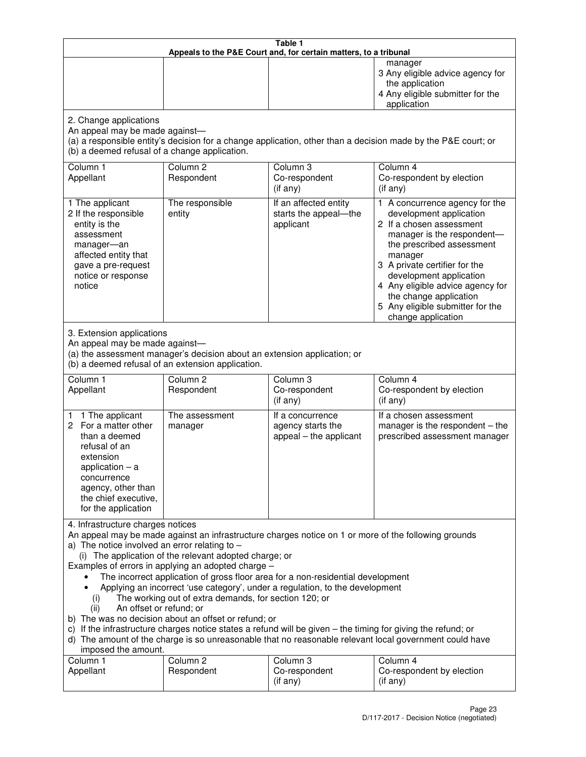**Table 1**
**Appeals to the P&E Court and, for certain matters, to a tribunal**

| | | | |
|---|---|---|---|
| | | | manager<br>3 Any eligible advice agency for the application<br>4 Any eligible submitter for the application |

2. Change applications
An appeal may be made against—
(a) a responsible entity's decision for a change application, other than a decision made by the P&E court; or
(b) a deemed refusal of a change application.

| Column 1<br>Appellant | Column 2<br>Respondent | Column 3<br>Co-respondent<br>(if any) | Column 4<br>Co-respondent by election<br>(if any) |
|---|---|---|---|
| 1 The applicant<br>2 If the responsible entity is the assessment manager—an affected entity that gave a pre-request notice or response notice | The responsible entity | If an affected entity starts the appeal—the applicant | 1 A concurrence agency for the development application<br>2 If a chosen assessment manager is the respondent—the prescribed assessment manager<br>3 A private certifier for the development application<br>4 Any eligible advice agency for the change application<br>5 Any eligible submitter for the change application |

3. Extension applications
An appeal may be made against—
(a) the assessment manager's decision about an extension application; or
(b) a deemed refusal of an extension application.

| Column 1<br>Appellant | Column 2<br>Respondent | Column 3<br>Co-respondent<br>(if any) | Column 4<br>Co-respondent by election<br>(if any) |
|---|---|---|---|
| 1 1 The applicant<br>2 For a matter other than a deemed refusal of an extension application – a concurrence agency, other than the chief executive, for the application | The assessment manager | If a concurrence agency starts the appeal – the applicant | If a chosen assessment manager is the respondent – the prescribed assessment manager |

4. Infrastructure charges notices
An appeal may be made against an infrastructure charges notice on 1 or more of the following grounds
a) The notice involved an error relating to –
(i) The application of the relevant adopted charge; or
Examples of errors in applying an adopted charge –
- The incorrect application of gross floor area for a non-residential development
- Applying an incorrect 'use category', under a regulation, to the development
(i) The working out of extra demands, for section 120; or
(ii) An offset or refund; or
b) The was no decision about an offset or refund; or
c) If the infrastructure charges notice states a refund will be given – the timing for giving the refund; or
d) The amount of the charge is so unreasonable that no reasonable relevant local government could have imposed the amount.

| Column 1<br>Appellant | Column 2<br>Respondent | Column 3<br>Co-respondent<br>(if any) | Column 4<br>Co-respondent by election<br>(if any) |
|---|---|---|---|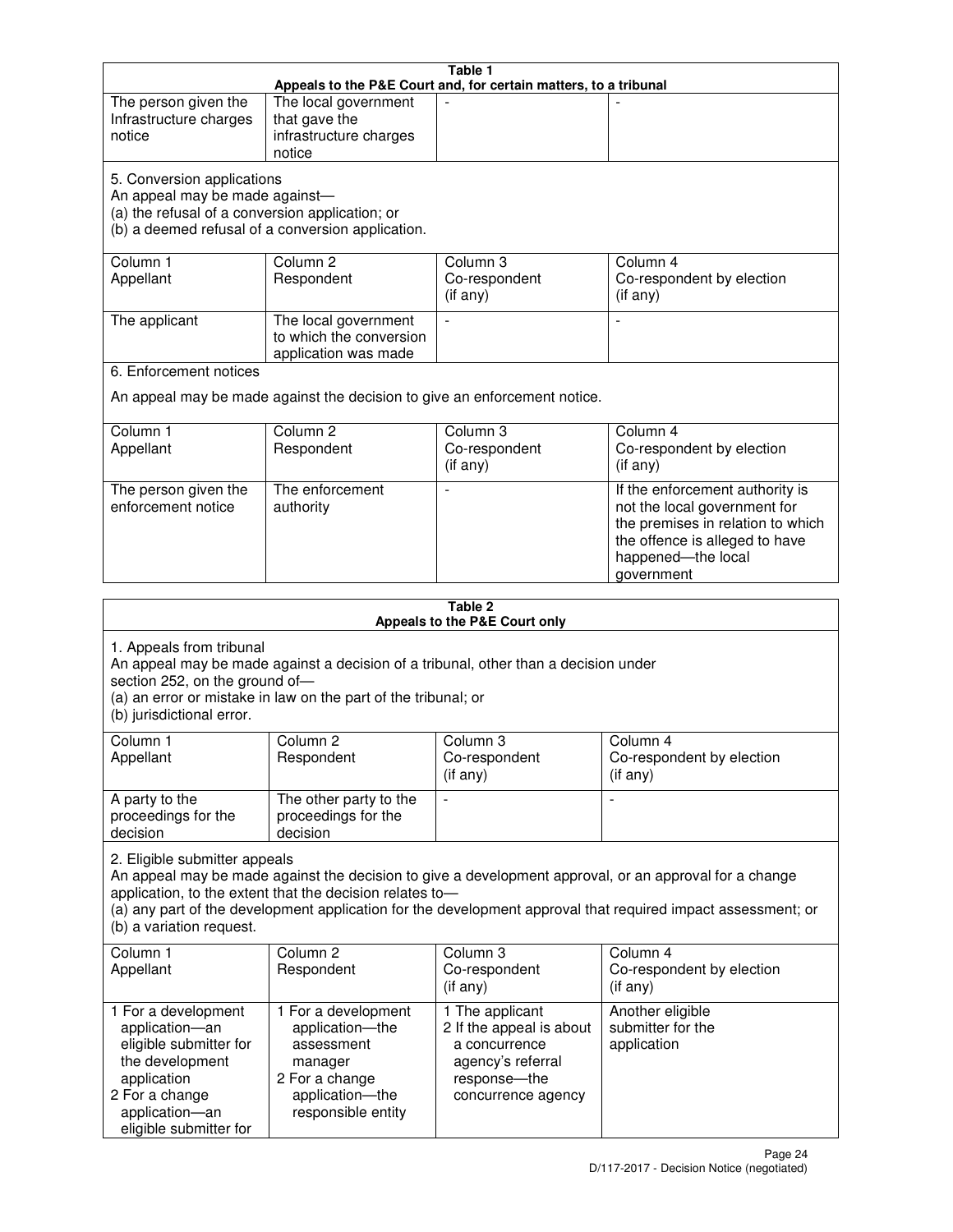| Table 1 | | | |
|---|---|---|---|
| **Appeals to the P&E Court and, for certain matters, to a tribunal** | | | |
| The person given the Infrastructure charges notice | The local government that gave the infrastructure charges notice | - | - |
| 5. Conversion applications<br>An appeal may be made against—<br>(a) the refusal of a conversion application; or<br>(b) a deemed refusal of a conversion application. | | | |
| Column 1<br>Appellant | Column 2<br>Respondent | Column 3<br>Co-respondent<br>(if any) | Column 4<br>Co-respondent by election<br>(if any) |
| The applicant | The local government to which the conversion application was made | - | - |
| 6. Enforcement notices<br><br>An appeal may be made against the decision to give an enforcement notice. | | | |
| Column 1<br>Appellant | Column 2<br>Respondent | Column 3<br>Co-respondent<br>(if any) | Column 4<br>Co-respondent by election<br>(if any) |
| The person given the enforcement notice | The enforcement authority | - | If the enforcement authority is not the local government for the premises in relation to which the offence is alleged to have happened—the local government |

| Table 2 | | | |
|---|---|---|---|
| **Appeals to the P&E Court only** | | | |
| 1. Appeals from tribunal<br>An appeal may be made against a decision of a tribunal, other than a decision under section 252, on the ground of—<br>(a) an error or mistake in law on the part of the tribunal; or<br>(b) jurisdictional error. | | | |
| Column 1<br>Appellant | Column 2<br>Respondent | Column 3<br>Co-respondent<br>(if any) | Column 4<br>Co-respondent by election<br>(if any) |
| A party to the proceedings for the decision | The other party to the proceedings for the decision | - | - |
| 2. Eligible submitter appeals<br>An appeal may be made against the decision to give a development approval, or an approval for a change application, to the extent that the decision relates to—<br>(a) any part of the development application for the development approval that required impact assessment; or<br>(b) a variation request. | | | |
| Column 1<br>Appellant | Column 2<br>Respondent | Column 3<br>Co-respondent<br>(if any) | Column 4<br>Co-respondent by election<br>(if any) |
| 1 For a development application—an eligible submitter for the development application<br>2 For a change application—an eligible submitter for | 1 For a development application—the assessment manager<br>2 For a change application—the responsible entity | 1 The applicant<br>2 If the appeal is about a concurrence agency's referral response—the concurrence agency | Another eligible submitter for the application |

D/117-2017 - Decision Notice (negotiated)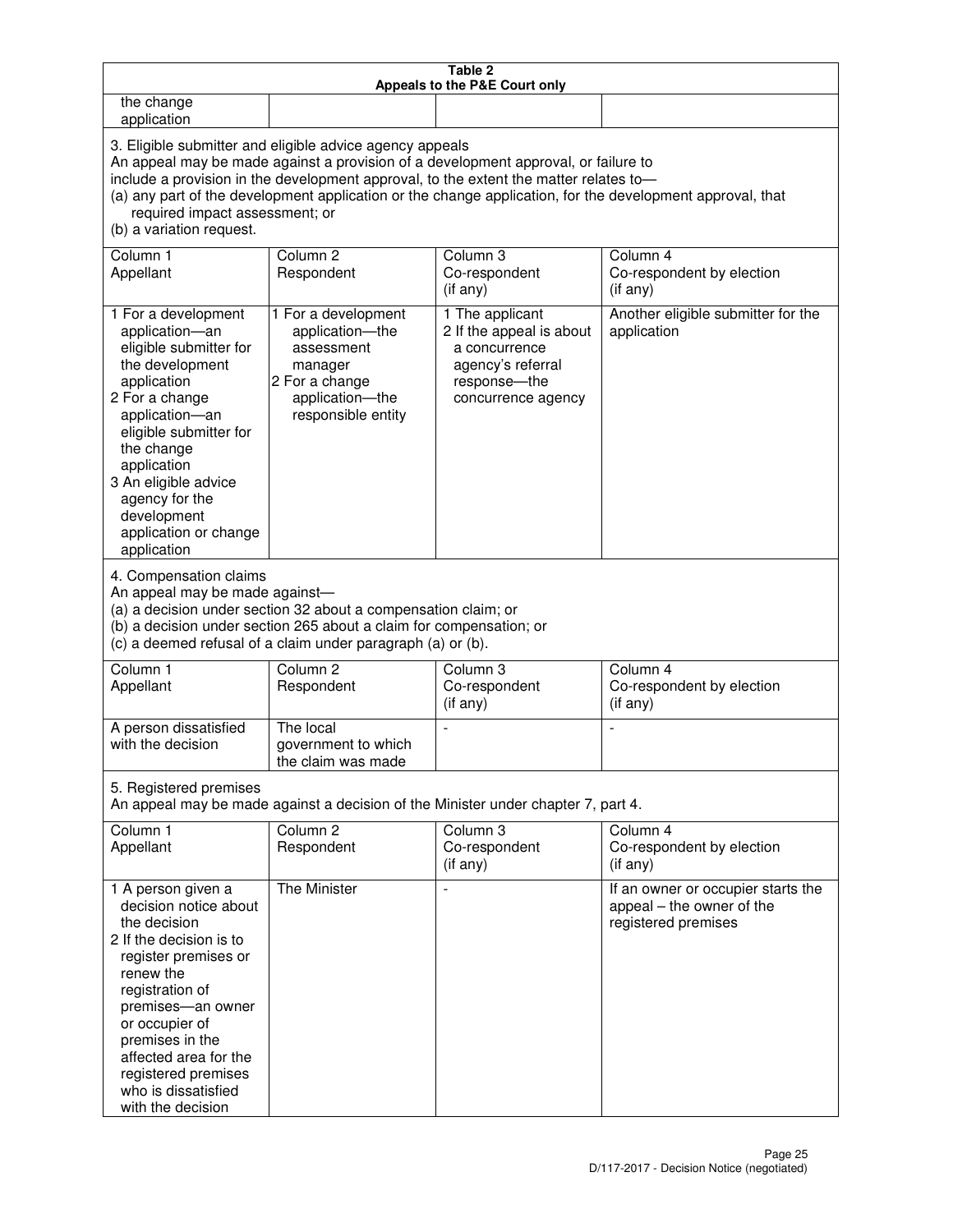**Table 2**
**Appeals to the P&E Court only**

| | | | |
|---|---|---|---|
| the change application | | | |

3. Eligible submitter and eligible advice agency appeals
An appeal may be made against a provision of a development approval, or failure to include a provision in the development approval, to the extent the matter relates to—
(a) any part of the development application or the change application, for the development approval, that required impact assessment; or
(b) a variation request.

| Column 1 Appellant | Column 2 Respondent | Column 3 Co-respondent (if any) | Column 4 Co-respondent by election (if any) |
|---|---|---|---|
| 1 For a development application—an eligible submitter for the development application<br>2 For a change application—an eligible submitter for the change application<br>3 An eligible advice agency for the development application or change application | 1 For a development application—the assessment manager<br>2 For a change application—the responsible entity | 1 The applicant<br>2 If the appeal is about a concurrence agency's referral response—the concurrence agency | Another eligible submitter for the application |

4. Compensation claims
An appeal may be made against—
(a) a decision under section 32 about a compensation claim; or
(b) a decision under section 265 about a claim for compensation; or
(c) a deemed refusal of a claim under paragraph (a) or (b).

| Column 1 Appellant | Column 2 Respondent | Column 3 Co-respondent (if any) | Column 4 Co-respondent by election (if any) |
|---|---|---|---|
| A person dissatisfied with the decision | The local government to which the claim was made | - | - |

5. Registered premises
An appeal may be made against a decision of the Minister under chapter 7, part 4.

| Column 1 Appellant | Column 2 Respondent | Column 3 Co-respondent (if any) | Column 4 Co-respondent by election (if any) |
|---|---|---|---|
| 1 A person given a decision notice about the decision<br>2 If the decision is to register premises or renew the registration of premises—an owner or occupier of premises in the affected area for the registered premises who is dissatisfied with the decision | The Minister | - | If an owner or occupier starts the appeal – the owner of the registered premises |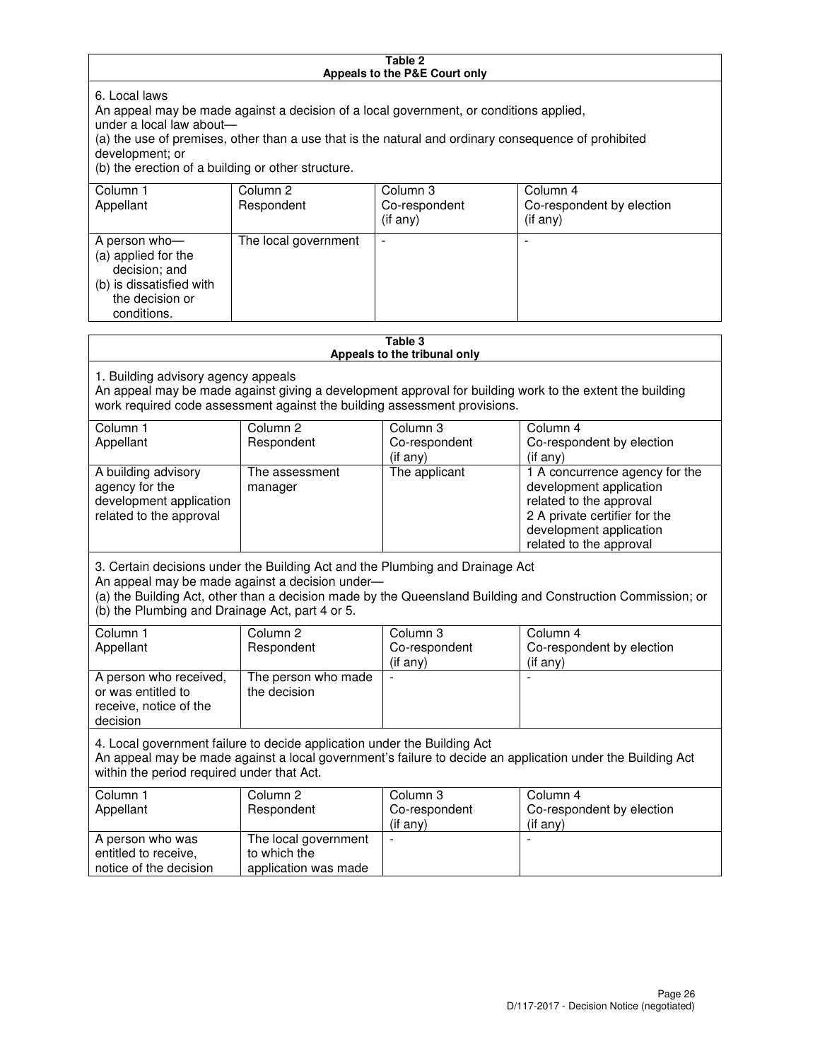**Table 2**
**Appeals to the P&E Court only**

6. Local laws
An appeal may be made against a decision of a local government, or conditions applied, under a local law about—
(a) the use of premises, other than a use that is the natural and ordinary consequence of prohibited development; or
(b) the erection of a building or other structure.

| Column 1 Appellant | Column 2 Respondent | Column 3 Co-respondent (if any) | Column 4 Co-respondent by election (if any) |
|---|---|---|---|
| A person who— (a) applied for the decision; and (b) is dissatisfied with the decision or conditions. | The local government | - | - |

**Table 3**
**Appeals to the tribunal only**

1. Building advisory agency appeals
An appeal may be made against giving a development approval for building work to the extent the building work required code assessment against the building assessment provisions.

| Column 1 Appellant | Column 2 Respondent | Column 3 Co-respondent (if any) | Column 4 Co-respondent by election (if any) |
|---|---|---|---|
| A building advisory agency for the development application related to the approval | The assessment manager | The applicant | 1 A concurrence agency for the development application related to the approval<br>2 A private certifier for the development application related to the approval |

3. Certain decisions under the Building Act and the Plumbing and Drainage Act
An appeal may be made against a decision under—
(a) the Building Act, other than a decision made by the Queensland Building and Construction Commission; or
(b) the Plumbing and Drainage Act, part 4 or 5.

| Column 1 Appellant | Column 2 Respondent | Column 3 Co-respondent (if any) | Column 4 Co-respondent by election (if any) |
|---|---|---|---|
| A person who received, or was entitled to receive, notice of the decision | The person who made the decision | - | - |

4. Local government failure to decide application under the Building Act
An appeal may be made against a local government's failure to decide an application under the Building Act within the period required under that Act.

| Column 1 Appellant | Column 2 Respondent | Column 3 Co-respondent (if any) | Column 4 Co-respondent by election (if any) |
|---|---|---|---|
| A person who was entitled to receive, notice of the decision | The local government to which the application was made | - | - |

D/117-2017 - Decision Notice (negotiated)